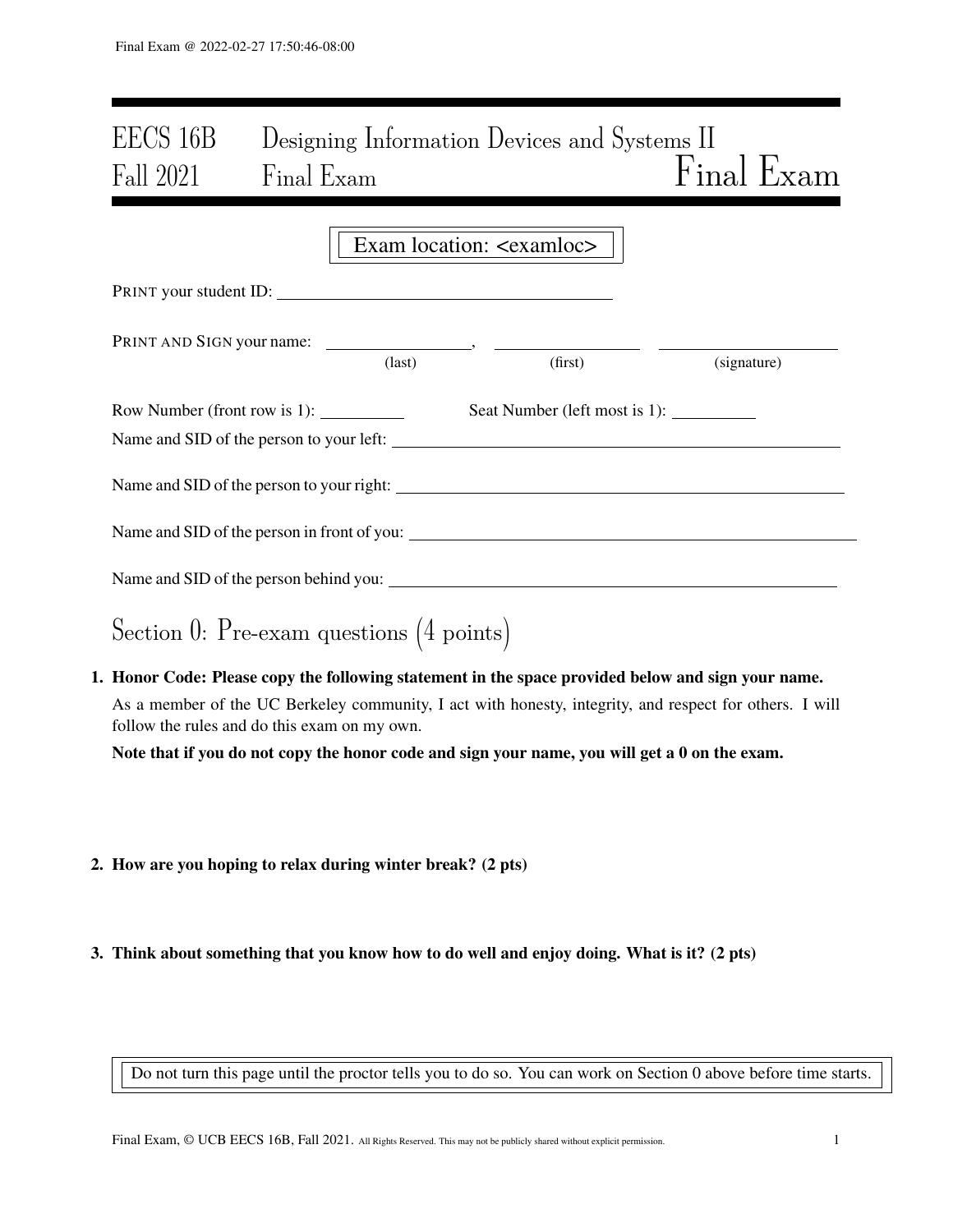# EECS 16B Designing Information Devices and Systems II
## Fall 2021 Final Exam

**Final Exam**

Exam location: <examloc>

PRINT your student ID: ________________________________

PRINT AND SIGN your name: ________________, ________________ ________________
(last) (first) (signature)

Row Number (front row is 1): ________ Seat Number (left most is 1): ________

Name and SID of the person to your left: ________________________________

Name and SID of the person to your right: ________________________________

Name and SID of the person in front of you: ________________________________

Name and SID of the person behind you: ________________________________

## Section 0: Pre-exam questions (4 points)

1. **Honor Code: Please copy the following statement in the space provided below and sign your name.**

   As a member of the UC Berkeley community, I act with honesty, integrity, and respect for others. I will follow the rules and do this exam on my own.

   **Note that if you do not copy the honor code and sign your name, you will get a 0 on the exam.**

2. **How are you hoping to relax during winter break? (2 pts)**

3. **Think about something that you know how to do well and enjoy doing. What is it? (2 pts)**

Do not turn this page until the proctor tells you to do so. You can work on Section 0 above before time starts.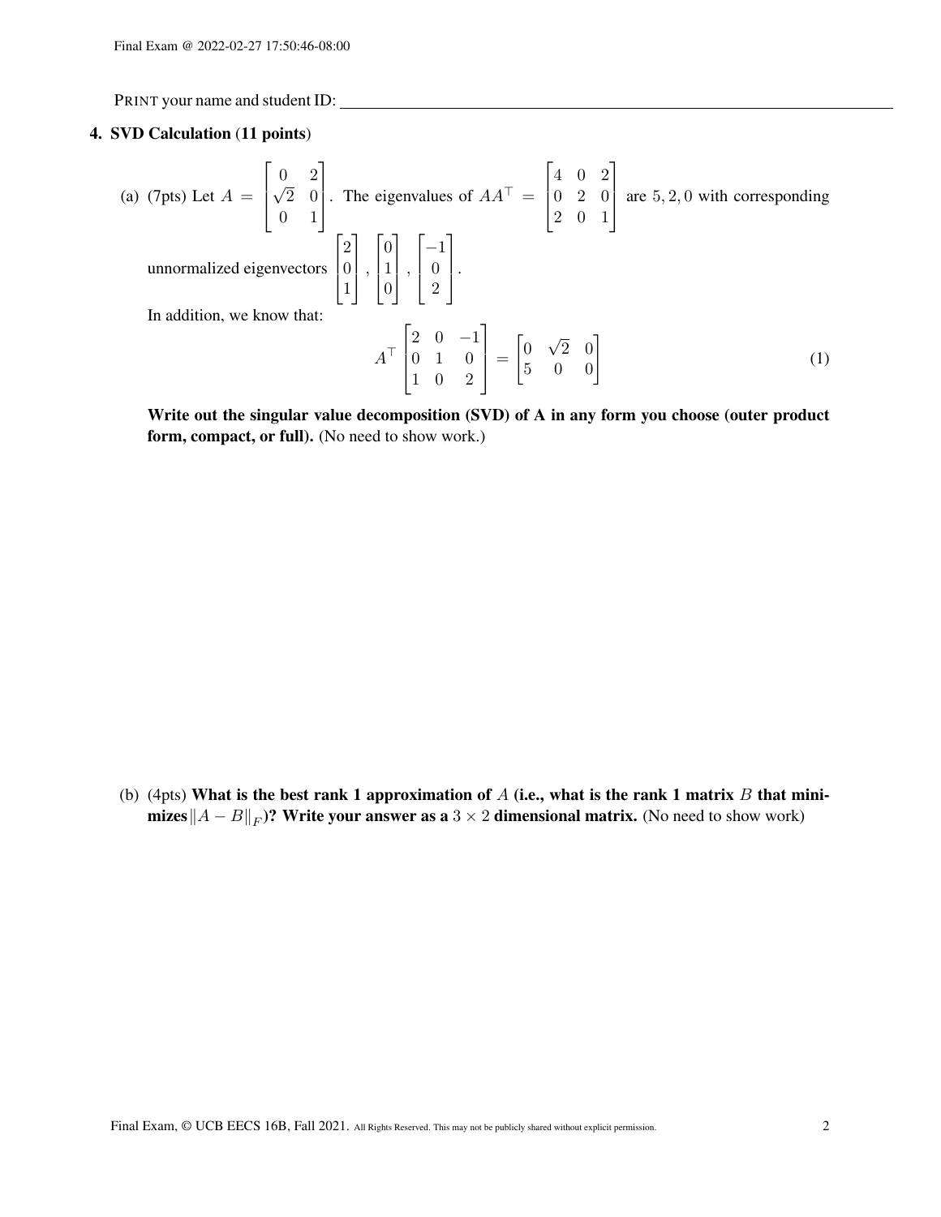PRINT your name and student ID: ______________________________

**4. SVD Calculation (11 points)**

(a) (7pts) Let $A = \begin{bmatrix} 0 & 2 \\ \sqrt{2} & 0 \\ 0 & 1 \end{bmatrix}$. The eigenvalues of $AA^\top = \begin{bmatrix} 4 & 0 & 2 \\ 0 & 2 & 0 \\ 2 & 0 & 1 \end{bmatrix}$ are $5, 2, 0$ with corresponding unnormalized eigenvectors $\begin{bmatrix} 2 \\ 0 \\ 1 \end{bmatrix}, \begin{bmatrix} 0 \\ 1 \\ 0 \end{bmatrix}, \begin{bmatrix} -1 \\ 0 \\ 2 \end{bmatrix}$.

In addition, we know that:

$$A^\top \begin{bmatrix} 2 & 0 & -1 \\ 0 & 1 & 0 \\ 1 & 0 & 2 \end{bmatrix} = \begin{bmatrix} 0 & \sqrt{2} & 0 \\ 5 & 0 & 0 \end{bmatrix} \tag{1}$$

**Write out the singular value decomposition (SVD) of A in any form you choose (outer product form, compact, or full).** (No need to show work.)

(b) (4pts) **What is the best rank 1 approximation of $A$ (i.e., what is the rank 1 matrix $B$ that minimizes $\|A - B\|_F$)? Write your answer as a $3 \times 2$ dimensional matrix.** (No need to show work)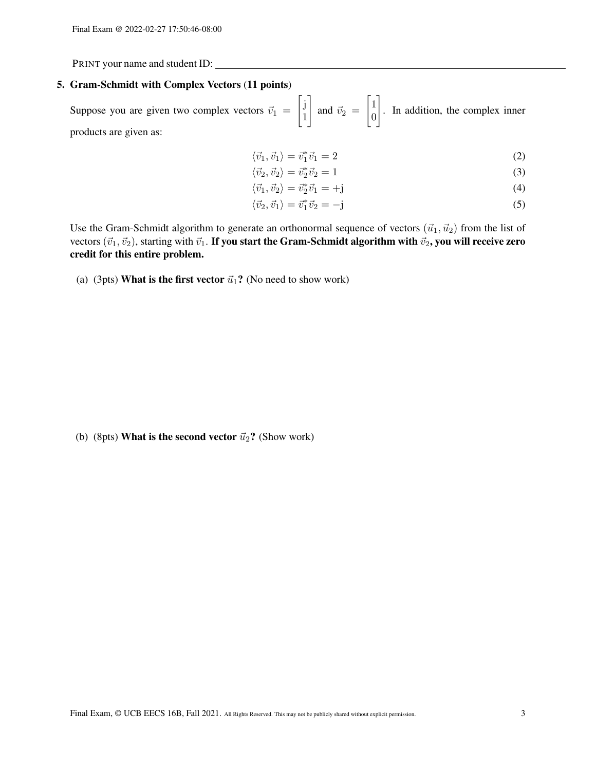PRINT your name and student ID: ____________________

## 5. Gram-Schmidt with Complex Vectors (11 points)

Suppose you are given two complex vectors $\vec{v}_1 = \begin{bmatrix} \mathrm{j} \\ 1 \end{bmatrix}$ and $\vec{v}_2 = \begin{bmatrix} 1 \\ 0 \end{bmatrix}$. In addition, the complex inner products are given as:

$$\langle \vec{v}_1, \vec{v}_1 \rangle = \vec{v}_1^* \vec{v}_1 = 2 \tag{2}$$

$$\langle \vec{v}_2, \vec{v}_2 \rangle = \vec{v}_2^* \vec{v}_2 = 1 \tag{3}$$

$$\langle \vec{v}_1, \vec{v}_2 \rangle = \vec{v}_2^* \vec{v}_1 = +\mathrm{j} \tag{4}$$

$$\langle \vec{v}_2, \vec{v}_1 \rangle = \vec{v}_1^* \vec{v}_2 = -\mathrm{j} \tag{5}$$

Use the Gram-Schmidt algorithm to generate an orthonormal sequence of vectors $(\vec{u}_1, \vec{u}_2)$ from the list of vectors $(\vec{v}_1, \vec{v}_2)$, starting with $\vec{v}_1$. **If you start the Gram-Schmidt algorithm with $\vec{v}_2$, you will receive zero credit for this entire problem.**

(a) (3pts) **What is the first vector $\vec{u}_1$?** (No need to show work)

(b) (8pts) **What is the second vector $\vec{u}_2$?** (Show work)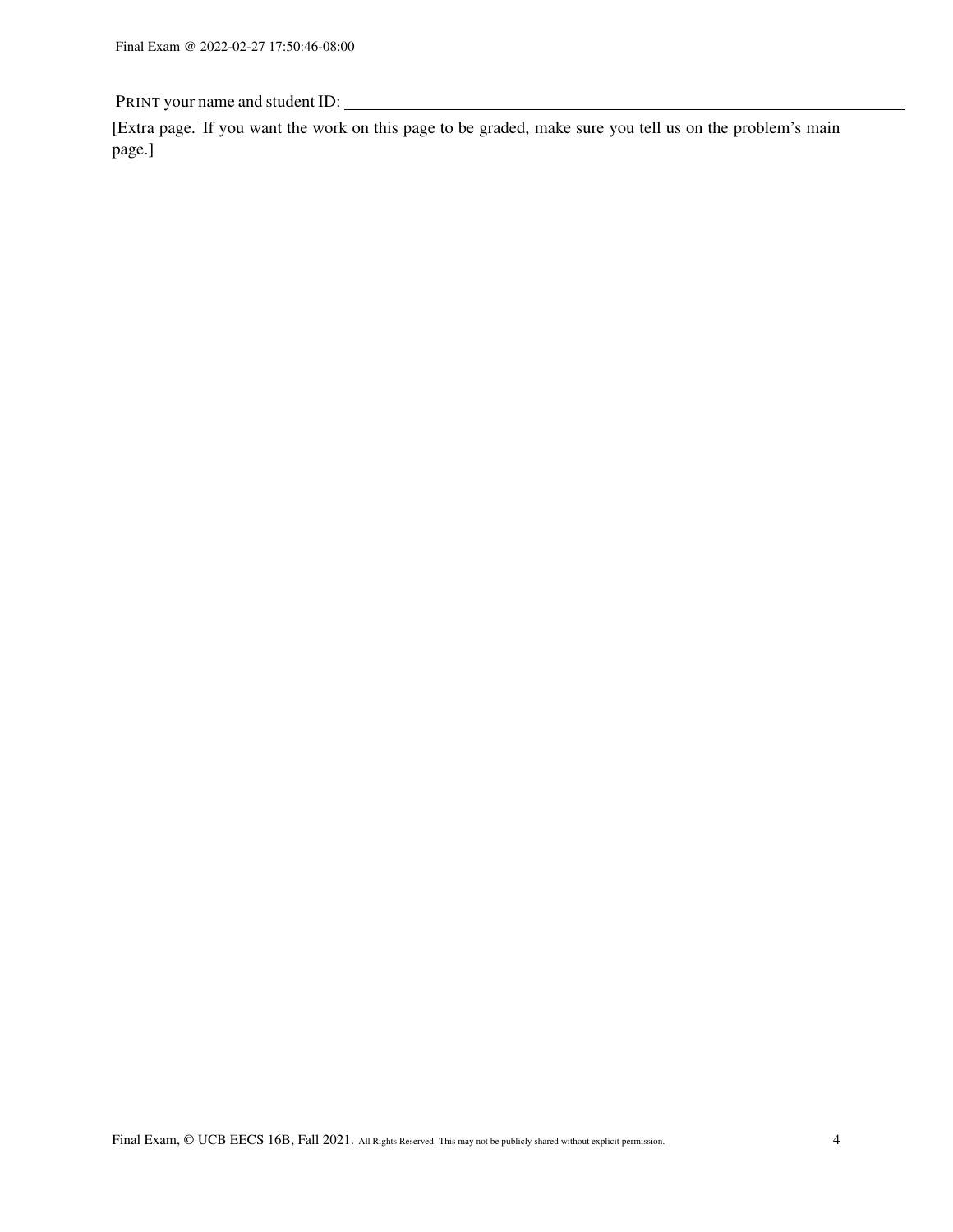PRINT your name and student ID: \_\_\_\_\_\_\_\_\_\_\_\_\_\_\_\_\_\_\_\_\_\_\_\_\_\_\_\_\_\_\_\_\_\_\_\_\_\_\_\_

[Extra page. If you want the work on this page to be graded, make sure you tell us on the problem's main page.]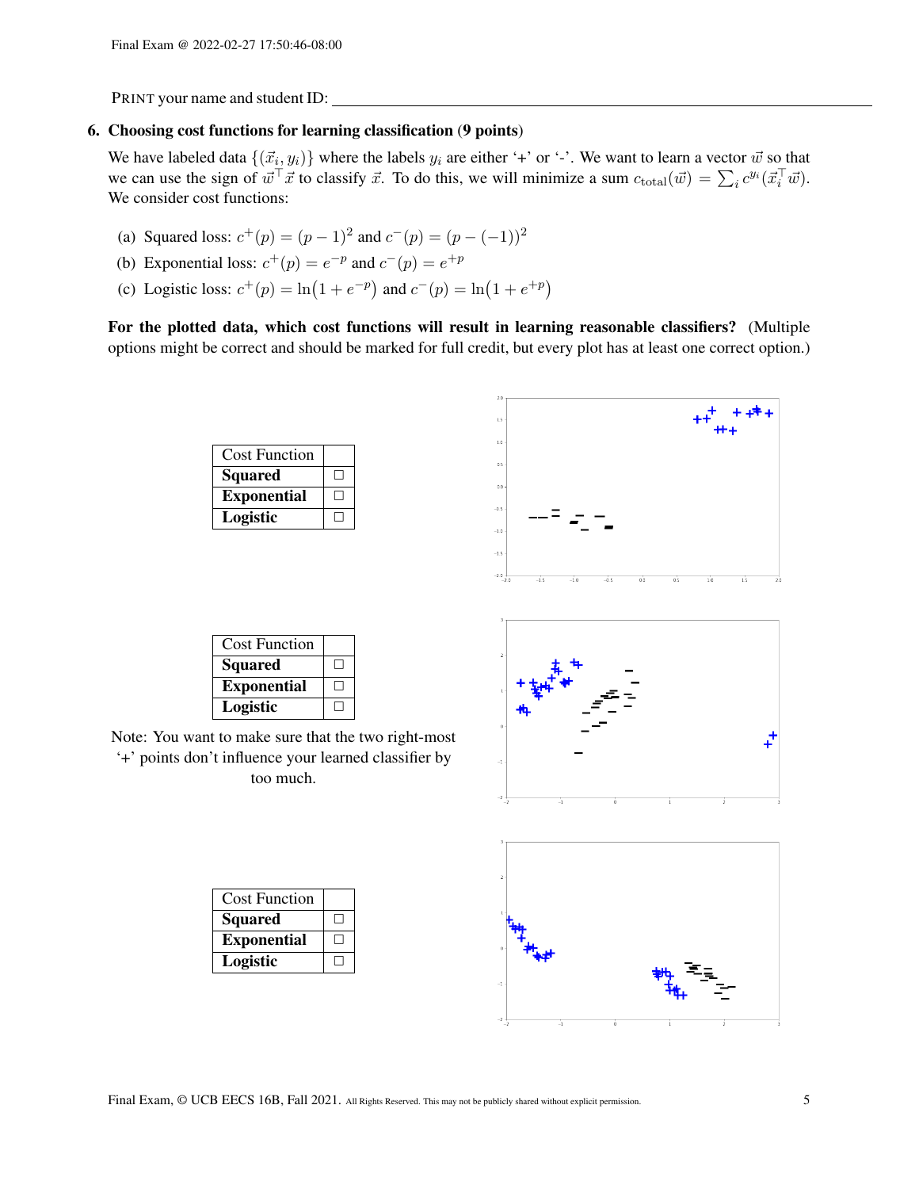PRINT your name and student ID: ______________________________

**6. Choosing cost functions for learning classification (9 points)**

We have labeled data $\{(\vec{x}_i, y_i)\}$ where the labels $y_i$ are either '+' or '-'. We want to learn a vector $\vec{w}$ so that we can use the sign of $\vec{w}^\top \vec{x}$ to classify $\vec{x}$. To do this, we will minimize a sum $c_{\text{total}}(\vec{w}) = \sum_i c^{y_i}(\vec{x}_i^\top \vec{w})$. We consider cost functions:

(a) Squared loss: $c^+(p) = (p-1)^2$ and $c^-(p) = (p-(-1))^2$

(b) Exponential loss: $c^+(p) = e^{-p}$ and $c^-(p) = e^{+p}$

(c) Logistic loss: $c^+(p) = \ln\big(1 + e^{-p}\big)$ and $c^-(p) = \ln\big(1 + e^{+p}\big)$

**For the plotted data, which cost functions will result in learning reasonable classifiers?** (Multiple options might be correct and should be marked for full credit, but every plot has at least one correct option.)

| Cost Function | |
|---|---|
| **Squared** | ☐ |
| **Exponential** | ☐ |
| **Logistic** | ☐ |

| Cost Function | |
|---|---|
| **Squared** | ☐ |
| **Exponential** | ☐ |
| **Logistic** | ☐ |

Note: You want to make sure that the two right-most '+' points don't influence your learned classifier by too much.

| Cost Function | |
|---|---|
| **Squared** | ☐ |
| **Exponential** | ☐ |
| **Logistic** | ☐ |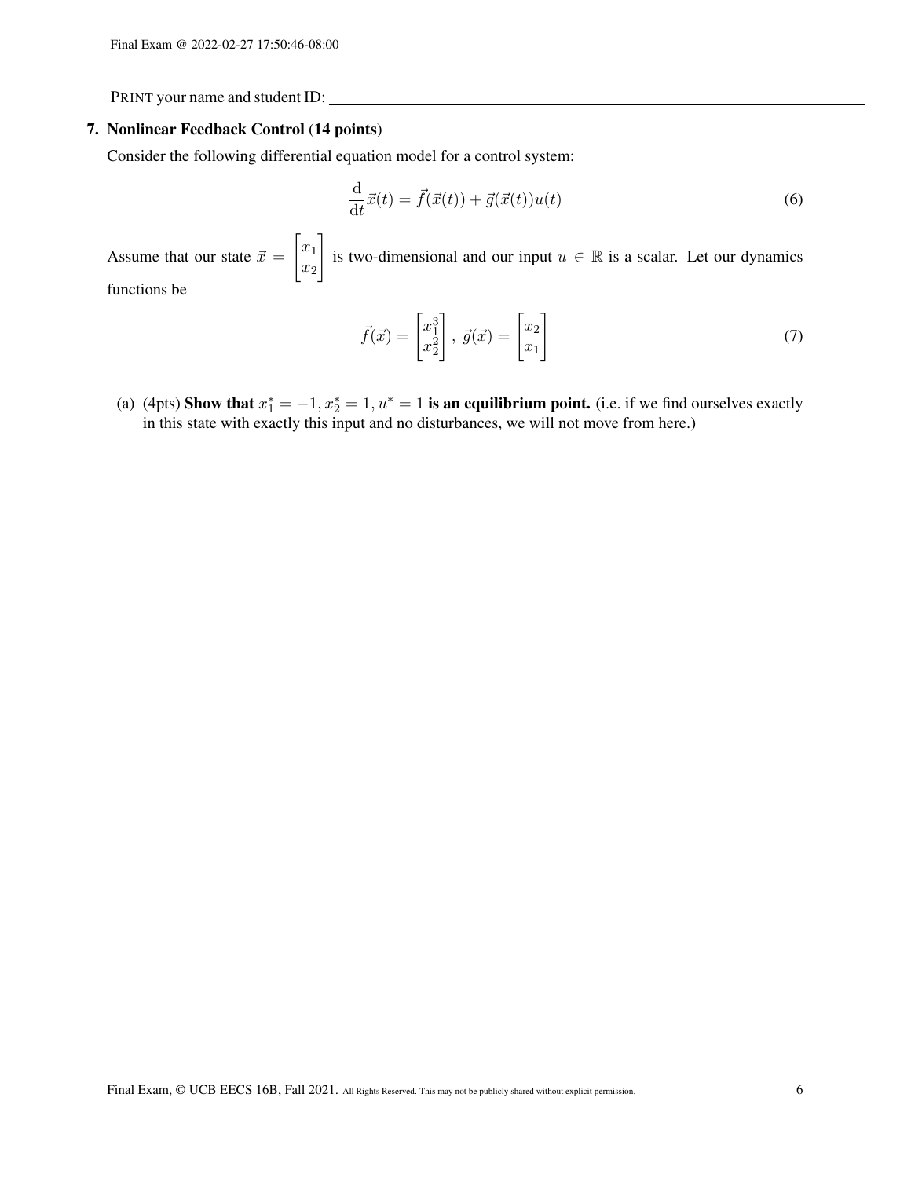PRINT your name and student ID: ____________________

## 7. Nonlinear Feedback Control (14 points)

Consider the following differential equation model for a control system:

$$\frac{\mathrm{d}}{\mathrm{d}t}\vec{x}(t) = \vec{f}(\vec{x}(t)) + \vec{g}(\vec{x}(t))u(t) \tag{6}$$

Assume that our state $\vec{x} = \begin{bmatrix} x_1 \\ x_2 \end{bmatrix}$ is two-dimensional and our input $u \in \mathbb{R}$ is a scalar. Let our dynamics functions be

$$\vec{f}(\vec{x}) = \begin{bmatrix} x_1^3 \\ x_2^2 \end{bmatrix}, \ \vec{g}(\vec{x}) = \begin{bmatrix} x_2 \\ x_1 \end{bmatrix} \tag{7}$$

(a) (4pts) **Show that $x_1^* = -1, x_2^* = 1, u^* = 1$ is an equilibrium point.** (i.e. if we find ourselves exactly in this state with exactly this input and no disturbances, we will not move from here.)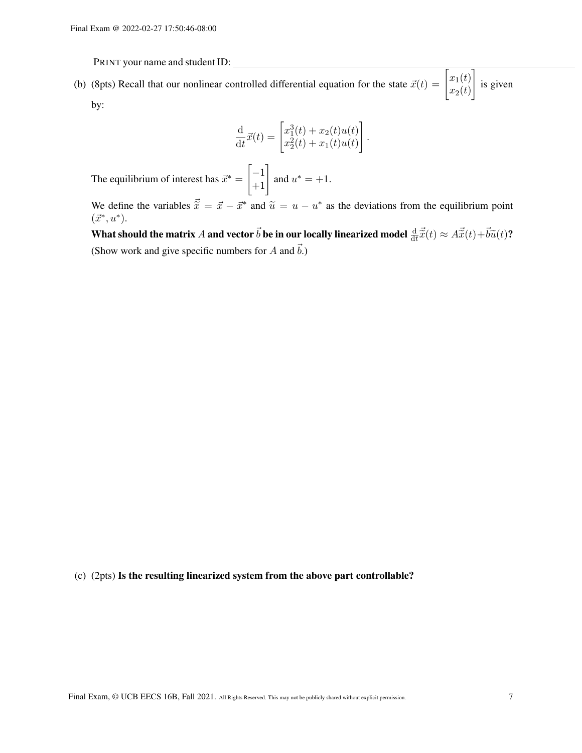PRINT your name and student ID: ______________________________

(b) (8pts) Recall that our nonlinear controlled differential equation for the state $\vec{x}(t) = \begin{bmatrix} x_1(t) \\ x_2(t) \end{bmatrix}$ is given by:

$$\frac{\mathrm{d}}{\mathrm{d}t}\vec{x}(t) = \begin{bmatrix} x_1^3(t) + x_2(t)u(t) \\ x_2^2(t) + x_1(t)u(t) \end{bmatrix}.$$

The equilibrium of interest has $\vec{x}^* = \begin{bmatrix} -1 \\ +1 \end{bmatrix}$ and $u^* = +1$.

We define the variables $\vec{\widetilde{x}} = \vec{x} - \vec{x}^*$ and $\widetilde{u} = u - u^*$ as the deviations from the equilibrium point $(\vec{x}^*, u^*)$.

**What should the matrix $A$ and vector $\vec{b}$ be in our locally linearized model $\frac{\mathrm{d}}{\mathrm{d}t}\vec{\widetilde{x}}(t) \approx A\vec{\widetilde{x}}(t) + \vec{b}\widetilde{u}(t)$?** (Show work and give specific numbers for $A$ and $\vec{b}$.)

(c) (2pts) **Is the resulting linearized system from the above part controllable?**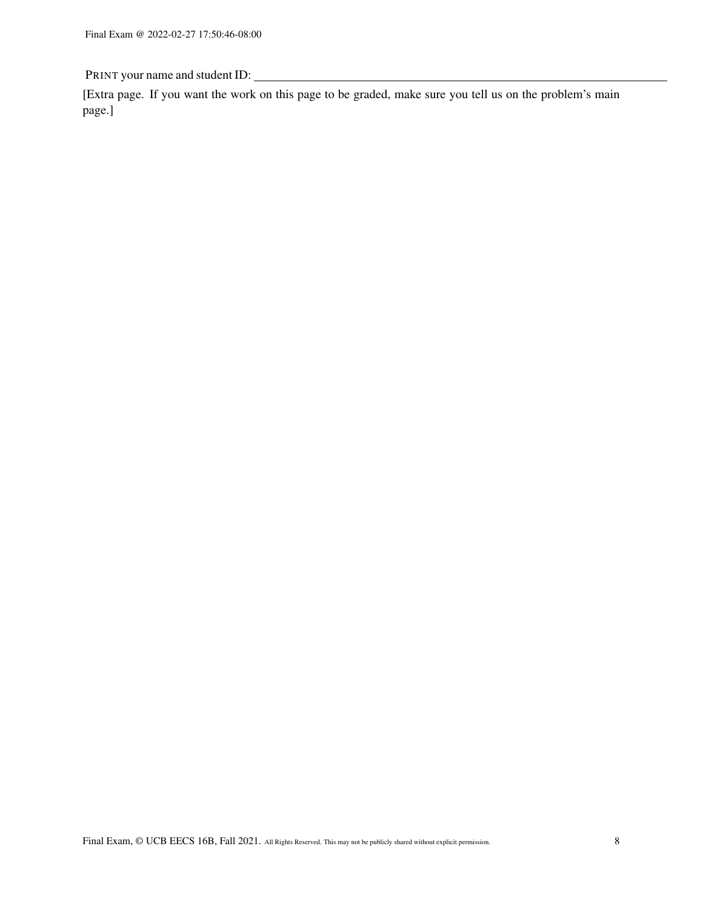PRINT your name and student ID: ___________________________________________

[Extra page. If you want the work on this page to be graded, make sure you tell us on the problem's main page.]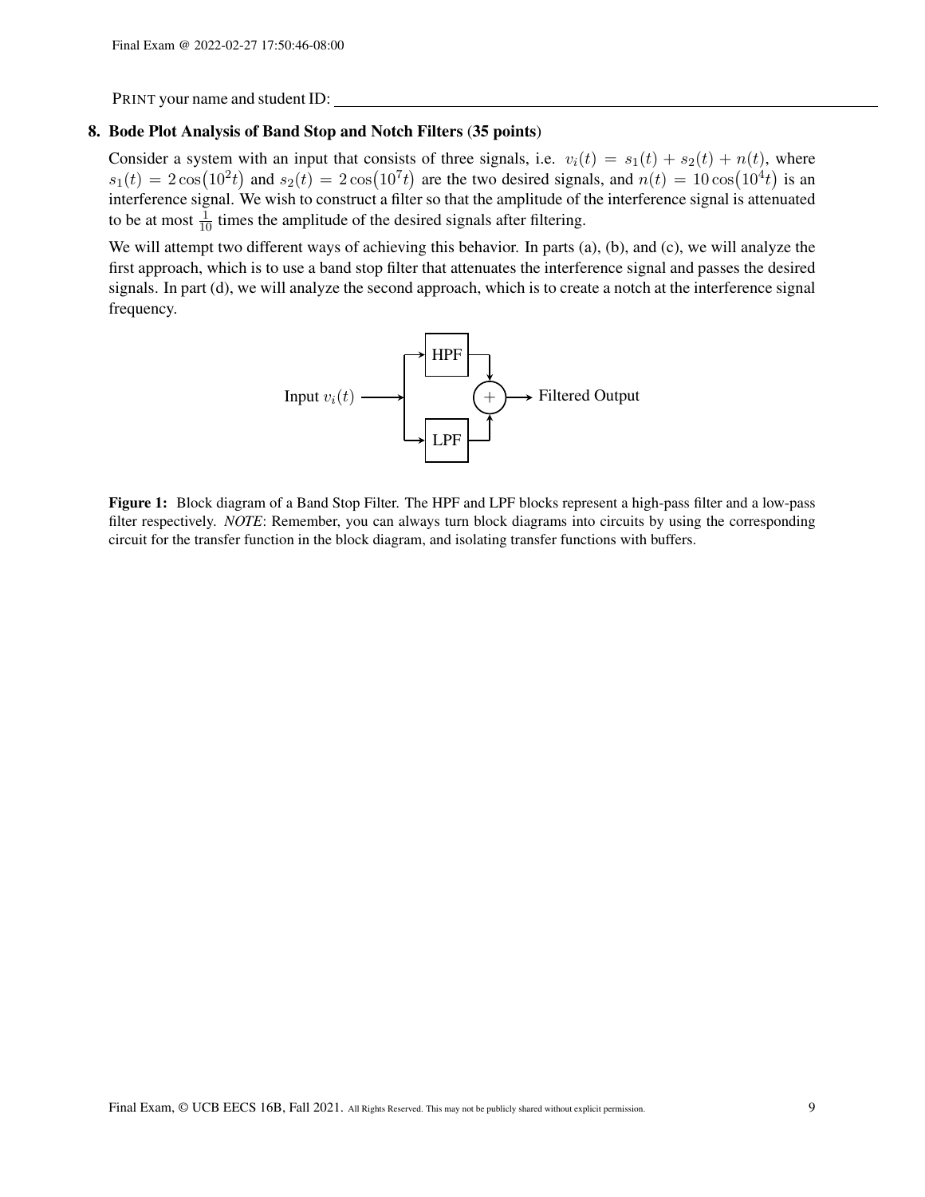PRINT your name and student ID: ______________________________

## 8. Bode Plot Analysis of Band Stop and Notch Filters (35 points)

Consider a system with an input that consists of three signals, i.e. $v_i(t) = s_1(t) + s_2(t) + n(t)$, where $s_1(t) = 2\cos(10^2 t)$ and $s_2(t) = 2\cos(10^7 t)$ are the two desired signals, and $n(t) = 10\cos(10^4 t)$ is an interference signal. We wish to construct a filter so that the amplitude of the interference signal is attenuated to be at most $\frac{1}{10}$ times the amplitude of the desired signals after filtering.

We will attempt two different ways of achieving this behavior. In parts (a), (b), and (c), we will analyze the first approach, which is to use a band stop filter that attenuates the interference signal and passes the desired signals. In part (d), we will analyze the second approach, which is to create a notch at the interference signal frequency.

Input $v_i(t)$ → HPF, LPF → + → Filtered Output

**Figure 1:** Block diagram of a Band Stop Filter. The HPF and LPF blocks represent a high-pass filter and a low-pass filter respectively. *NOTE*: Remember, you can always turn block diagrams into circuits by using the corresponding circuit for the transfer function in the block diagram, and isolating transfer functions with buffers.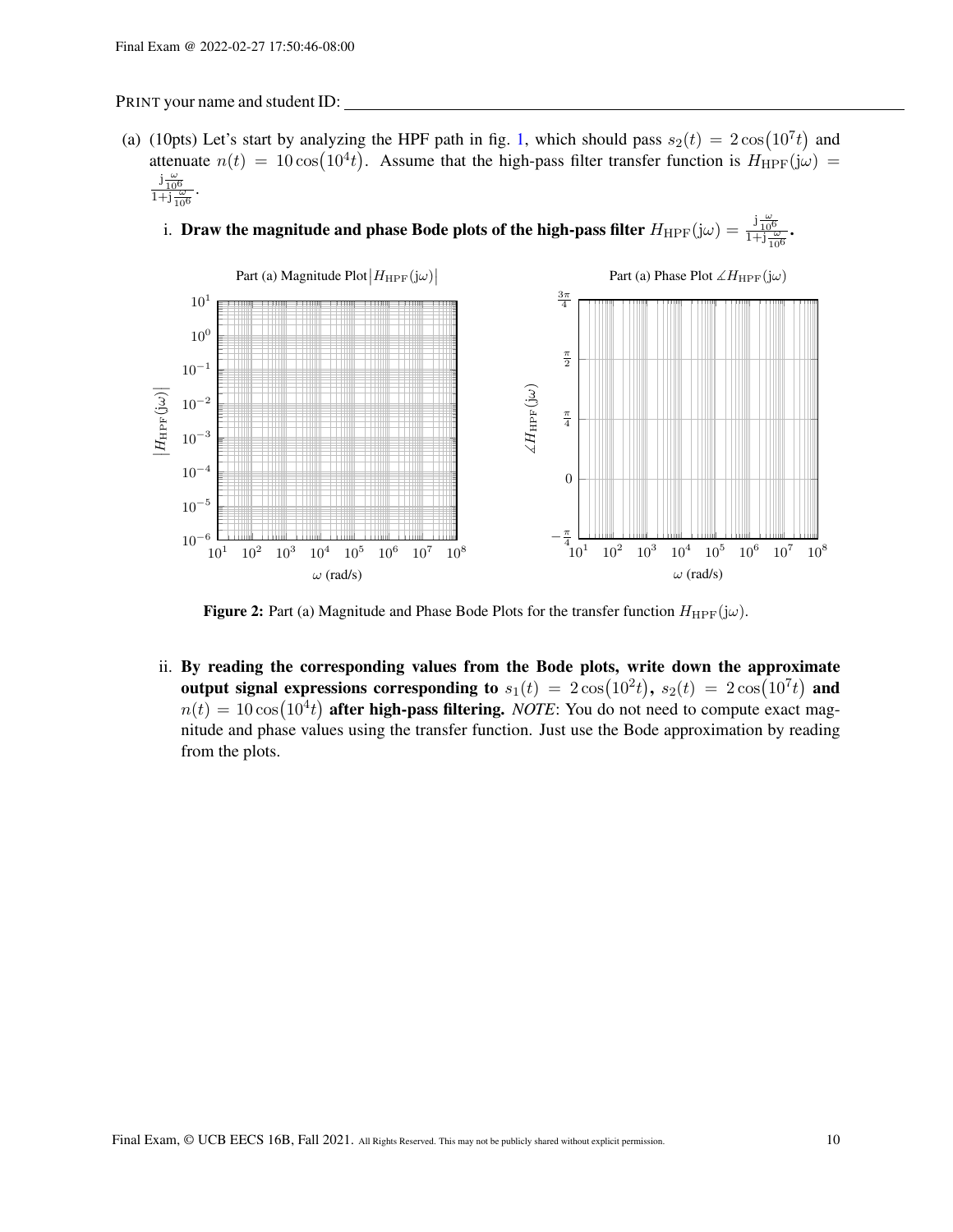PRINT your name and student ID: ______________________________

(a) (10pts) Let's start by analyzing the HPF path in fig. 1, which should pass $s_2(t) = 2\cos(10^7 t)$ and attenuate $n(t) = 10\cos(10^4 t)$. Assume that the high-pass filter transfer function is $H_{\text{HPF}}(j\omega) = \frac{j\frac{\omega}{10^6}}{1+j\frac{\omega}{10^6}}$.

i. **Draw the magnitude and phase Bode plots of the high-pass filter $H_{\text{HPF}}(j\omega) = \frac{j\frac{\omega}{10^6}}{1+j\frac{\omega}{10^6}}$.**

Part (a) Magnitude Plot $|H_{\text{HPF}}(j\omega)|$

Part (a) Phase Plot $\measuredangle H_{\text{HPF}}(j\omega)$

**Figure 2:** Part (a) Magnitude and Phase Bode Plots for the transfer function $H_{\text{HPF}}(j\omega)$.

ii. **By reading the corresponding values from the Bode plots, write down the approximate output signal expressions corresponding to $s_1(t) = 2\cos(10^2 t)$, $s_2(t) = 2\cos(10^7 t)$ and $n(t) = 10\cos(10^4 t)$ after high-pass filtering.** *NOTE*: You do not need to compute exact magnitude and phase values using the transfer function. Just use the Bode approximation by reading from the plots.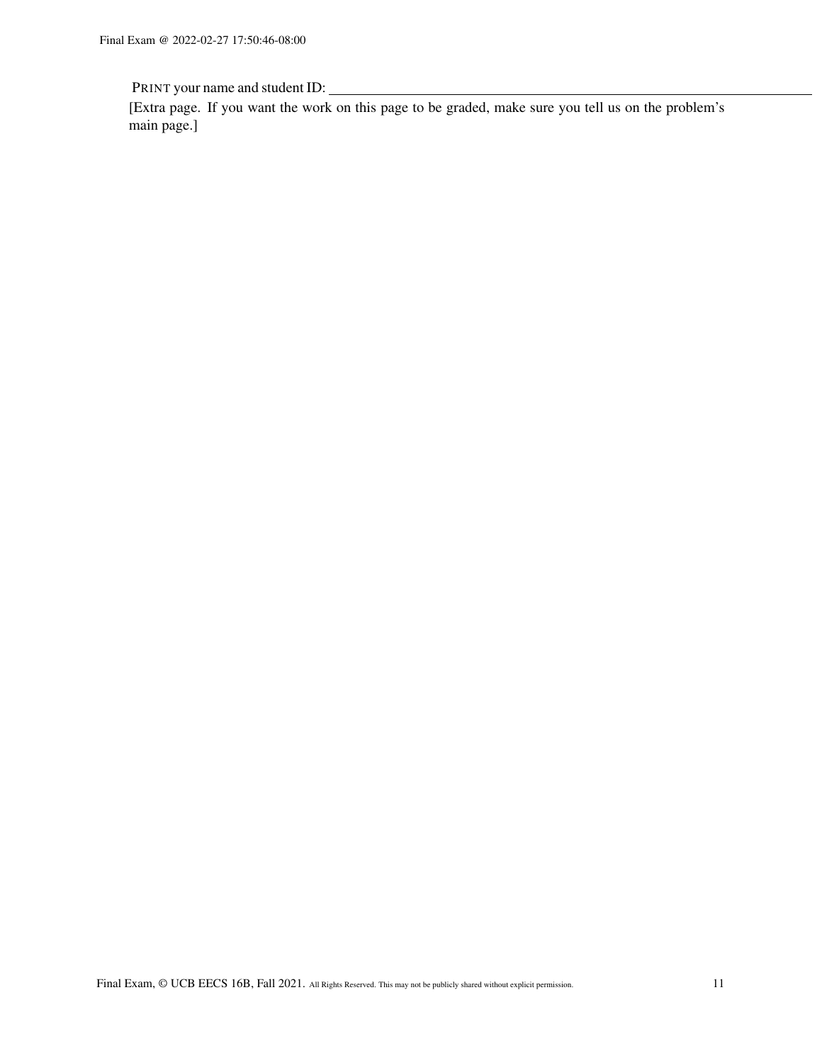PRINT your name and student ID: ______________________________

[Extra page. If you want the work on this page to be graded, make sure you tell us on the problem's main page.]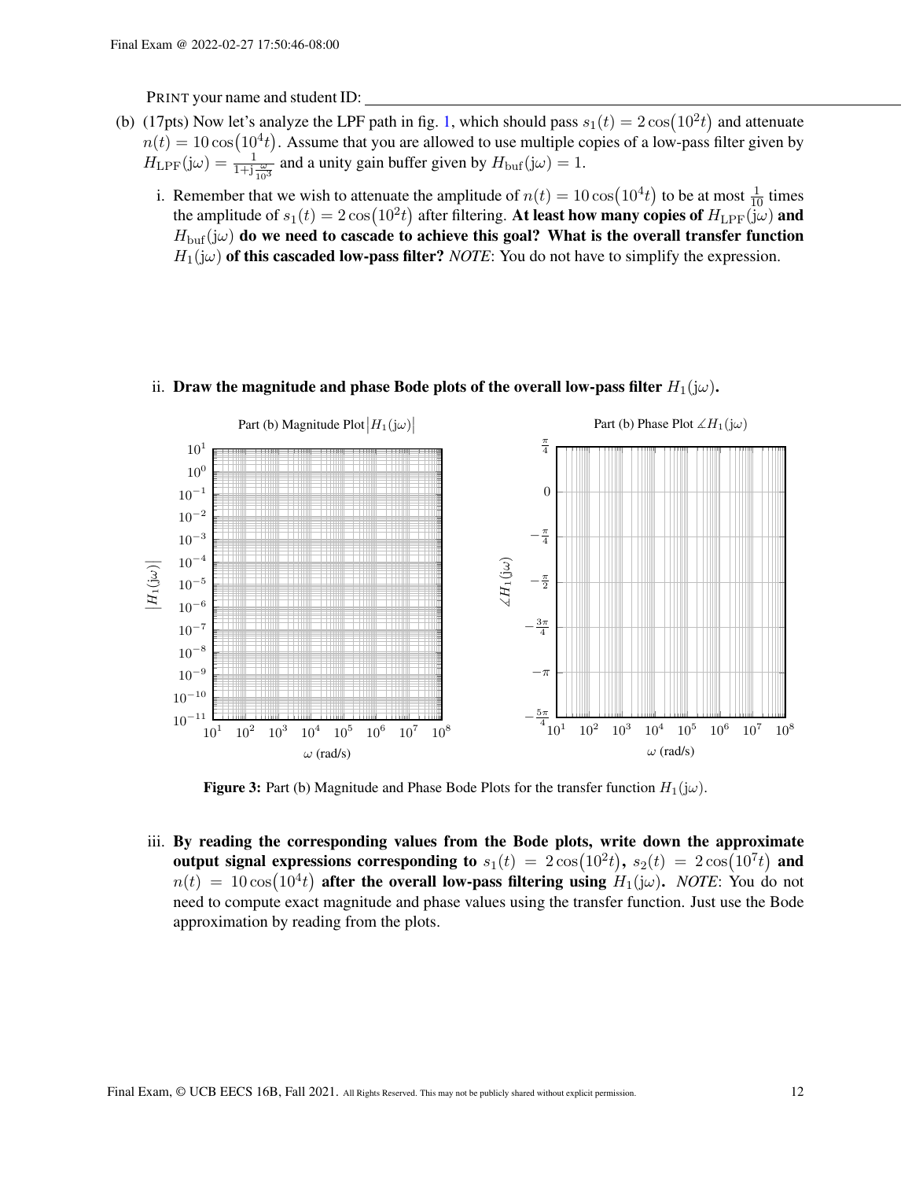PRINT your name and student ID: ________________________________

(b) (17pts) Now let's analyze the LPF path in fig. 1, which should pass $s_1(t) = 2\cos\left(10^2 t\right)$ and attenuate $n(t) = 10\cos\left(10^4 t\right)$. Assume that you are allowed to use multiple copies of a low-pass filter given by $H_{\mathrm{LPF}}(\mathrm{j}\omega) = \frac{1}{1+\mathrm{j}\frac{\omega}{10^3}}$ and a unity gain buffer given by $H_{\mathrm{buf}}(\mathrm{j}\omega) = 1$.

i. Remember that we wish to attenuate the amplitude of $n(t) = 10\cos\left(10^4 t\right)$ to be at most $\frac{1}{10}$ times the amplitude of $s_1(t) = 2\cos\left(10^2 t\right)$ after filtering. **At least how many copies of $H_{\mathrm{LPF}}(\mathrm{j}\omega)$ and $H_{\mathrm{buf}}(\mathrm{j}\omega)$ do we need to cascade to achieve this goal? What is the overall transfer function $H_1(\mathrm{j}\omega)$ of this cascaded low-pass filter?** *NOTE*: You do not have to simplify the expression.

ii. **Draw the magnitude and phase Bode plots of the overall low-pass filter $H_1(\mathrm{j}\omega)$.**

Part (b) Magnitude Plot $\left|H_1(\mathrm{j}\omega)\right|$ — vertical axis $\left|H_1(\mathrm{j}\omega)\right|$ from $10^{-11}$ to $10^{1}$; horizontal axis $\omega$ (rad/s) from $10^1$ to $10^8$.

Part (b) Phase Plot $\measuredangle H_1(\mathrm{j}\omega)$ — vertical axis $\measuredangle H_1(\mathrm{j}\omega)$ from $-\frac{5\pi}{4}$ to $\frac{\pi}{4}$; horizontal axis $\omega$ (rad/s) from $10^1$ to $10^8$.

**Figure 3:** Part (b) Magnitude and Phase Bode Plots for the transfer function $H_1(\mathrm{j}\omega)$.

iii. **By reading the corresponding values from the Bode plots, write down the approximate output signal expressions corresponding to $s_1(t) = 2\cos\left(10^2 t\right)$, $s_2(t) = 2\cos\left(10^7 t\right)$ and $n(t) = 10\cos\left(10^4 t\right)$ after the overall low-pass filtering using $H_1(\mathrm{j}\omega)$.** *NOTE*: You do not need to compute exact magnitude and phase values using the transfer function. Just use the Bode approximation by reading from the plots.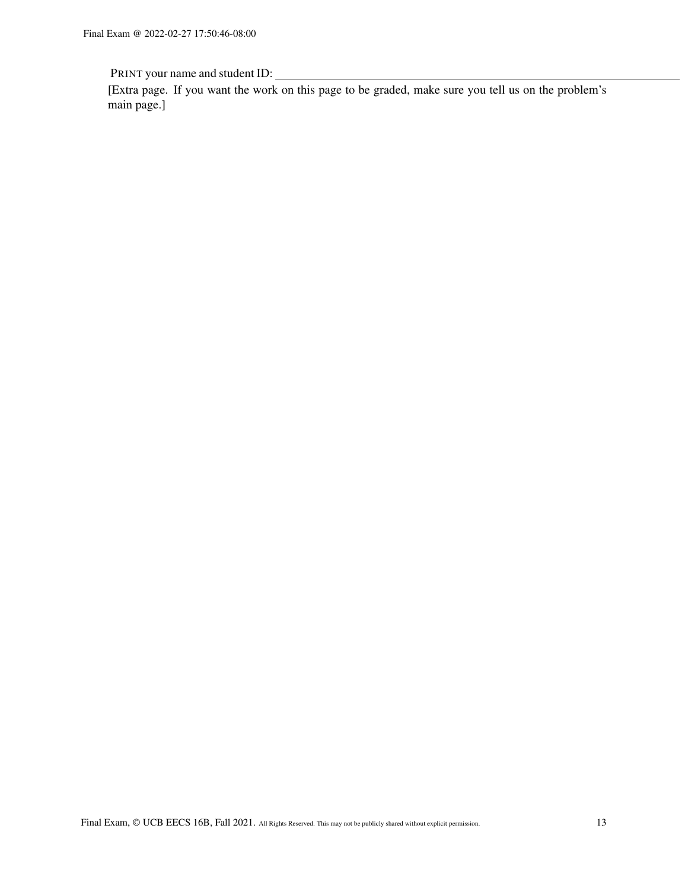PRINT your name and student ID: ____________________

[Extra page. If you want the work on this page to be graded, make sure you tell us on the problem's main page.]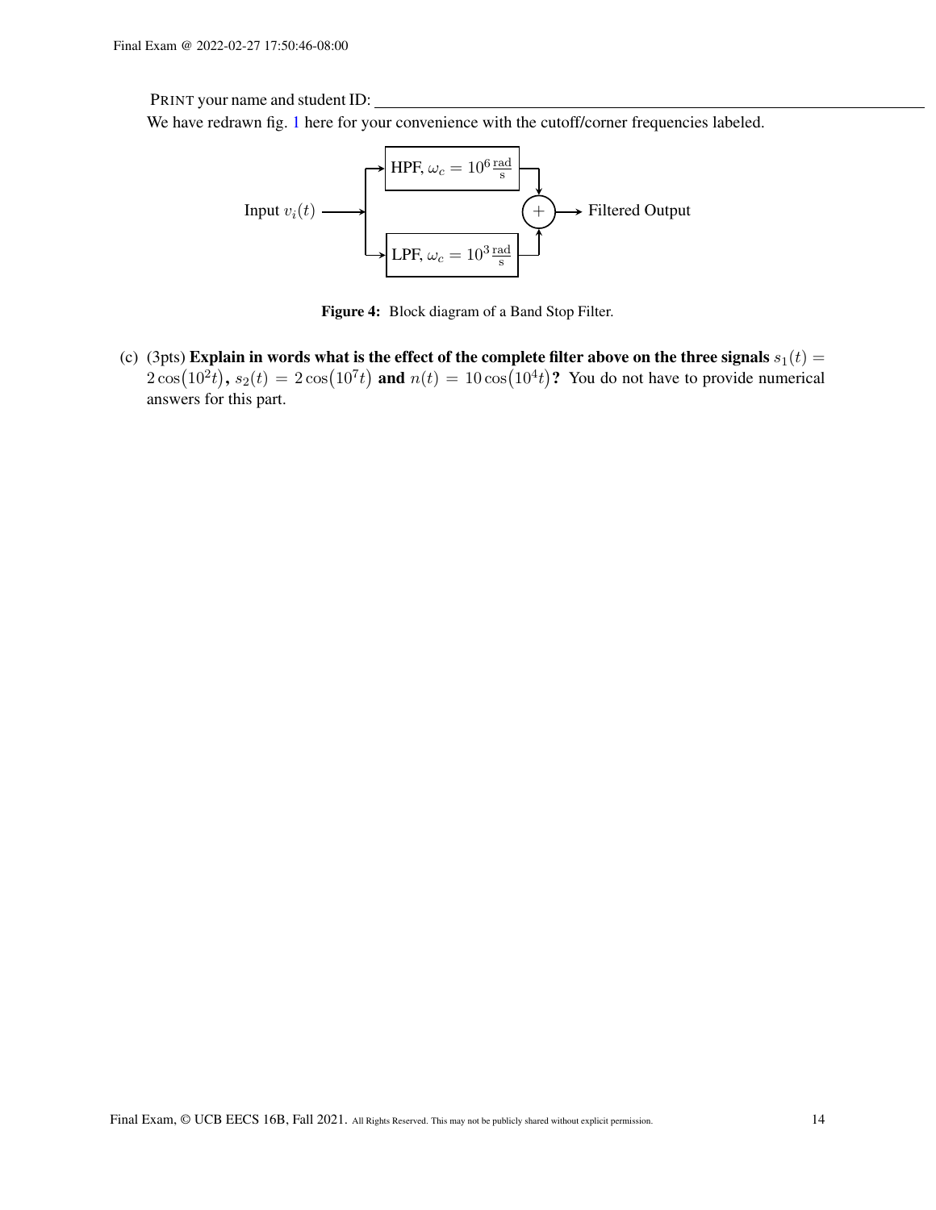PRINT your name and student ID: ____________________

We have redrawn fig. 1 here for your convenience with the cutoff/corner frequencies labeled.

Input $v_i(t)$ → HPF, $\omega_c = 10^6 \frac{\text{rad}}{\text{s}}$ ; LPF, $\omega_c = 10^3 \frac{\text{rad}}{\text{s}}$ → $+$ → Filtered Output

**Figure 4:** Block diagram of a Band Stop Filter.

(c) (3pts) **Explain in words what is the effect of the complete filter above on the three signals** $s_1(t) = 2\cos(10^2 t)$**,** $s_2(t) = 2\cos(10^7 t)$ **and** $n(t) = 10\cos(10^4 t)$**?** You do not have to provide numerical answers for this part.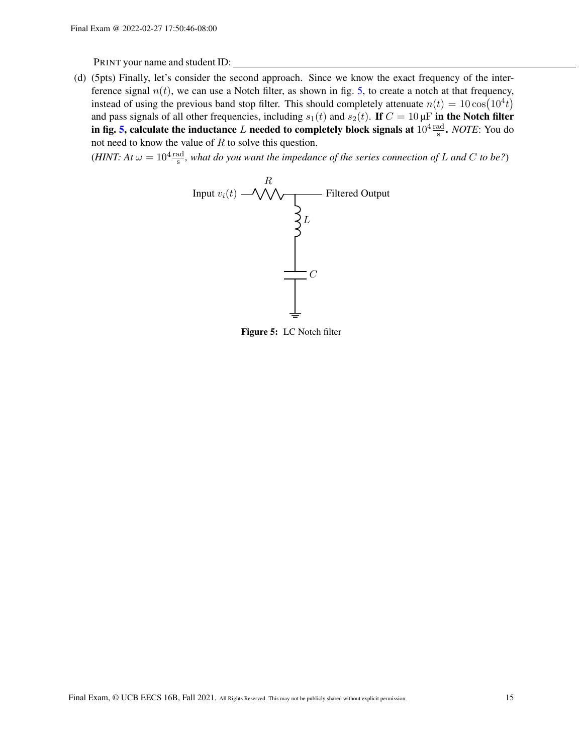PRINT your name and student ID: ______________________________

(d) (5pts) Finally, let's consider the second approach. Since we know the exact frequency of the interference signal $n(t)$, we can use a Notch filter, as shown in fig. 5, to create a notch at that frequency, instead of using the previous band stop filter. This should completely attenuate $n(t) = 10\cos(10^4 t)$ and pass signals of all other frequencies, including $s_1(t)$ and $s_2(t)$. **If $C = 10\,\mu\text{F}$ in the Notch filter in fig. 5, calculate the inductance $L$ needed to completely block signals at $10^4 \frac{\text{rad}}{\text{s}}$.** *NOTE*: You do not need to know the value of $R$ to solve this question.

(*HINT: At $\omega = 10^4 \frac{\text{rad}}{\text{s}}$, what do you want the impedance of the series connection of $L$ and $C$ to be?*)

**Figure 5:** LC Notch filter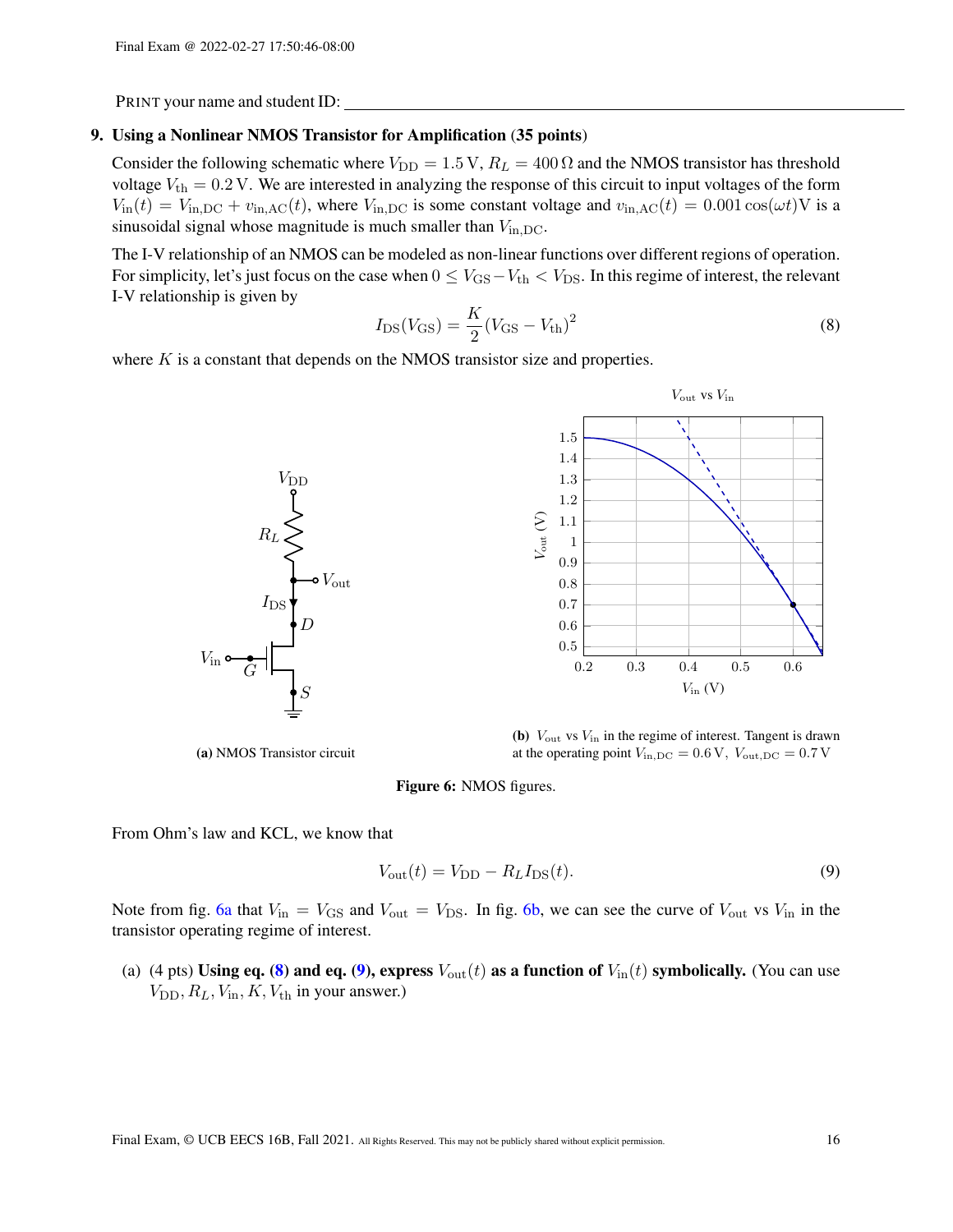PRINT your name and student ID: ____________________________________________

**9. Using a Nonlinear NMOS Transistor for Amplification (35 points)**

Consider the following schematic where $V_{\text{DD}} = 1.5\,\text{V}$, $R_L = 400\,\Omega$ and the NMOS transistor has threshold voltage $V_{\text{th}} = 0.2\,\text{V}$. We are interested in analyzing the response of this circuit to input voltages of the form $V_{\text{in}}(t) = V_{\text{in,DC}} + v_{\text{in,AC}}(t)$, where $V_{\text{in,DC}}$ is some constant voltage and $v_{\text{in,AC}}(t) = 0.001\cos(\omega t)\text{V}$ is a sinusoidal signal whose magnitude is much smaller than $V_{\text{in,DC}}$.

The I-V relationship of an NMOS can be modeled as non-linear functions over different regions of operation. For simplicity, let's just focus on the case when $0 \leq V_{\text{GS}} - V_{\text{th}} < V_{\text{DS}}$. In this regime of interest, the relevant I-V relationship is given by

$$I_{\text{DS}}(V_{\text{GS}}) = \frac{K}{2}(V_{\text{GS}} - V_{\text{th}})^2 \tag{8}$$

where $K$ is a constant that depends on the NMOS transistor size and properties.

**(a)** NMOS Transistor circuit

**(b)** $V_{\text{out}}$ vs $V_{\text{in}}$ in the regime of interest. Tangent is drawn at the operating point $V_{\text{in,DC}} = 0.6\,\text{V},\ V_{\text{out,DC}} = 0.7\,\text{V}$

**Figure 6:** NMOS figures.

From Ohm's law and KCL, we know that

$$V_{\text{out}}(t) = V_{\text{DD}} - R_L I_{\text{DS}}(t). \tag{9}$$

Note from fig. 6a that $V_{\text{in}} = V_{\text{GS}}$ and $V_{\text{out}} = V_{\text{DS}}$. In fig. 6b, we can see the curve of $V_{\text{out}}$ vs $V_{\text{in}}$ in the transistor operating regime of interest.

(a) (4 pts) **Using eq. (8) and eq. (9), express $V_{\text{out}}(t)$ as a function of $V_{\text{in}}(t)$ symbolically.** (You can use $V_{\text{DD}}, R_L, V_{\text{in}}, K, V_{\text{th}}$ in your answer.)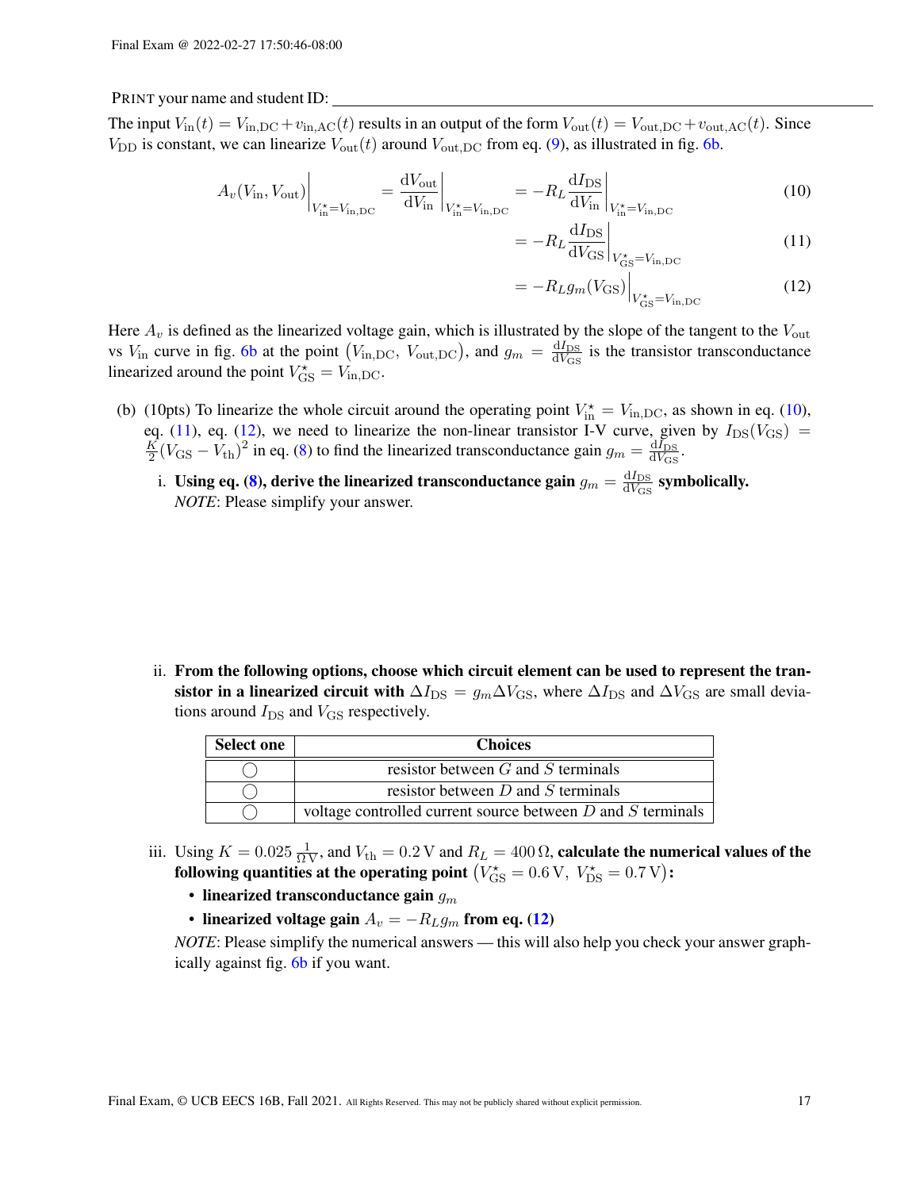PRINT your name and student ID: ____________________

The input $V_{\text{in}}(t) = V_{\text{in,DC}} + v_{\text{in,AC}}(t)$ results in an output of the form $V_{\text{out}}(t) = V_{\text{out,DC}} + v_{\text{out,AC}}(t)$. Since $V_{\text{DD}}$ is constant, we can linearize $V_{\text{out}}(t)$ around $V_{\text{out,DC}}$ from eq. (9), as illustrated in fig. 6b.

$$A_v(V_{\text{in}}, V_{\text{out}})\bigg|_{V_{\text{in}}^\star = V_{\text{in,DC}}} = \frac{\mathrm{d}V_{\text{out}}}{\mathrm{d}V_{\text{in}}}\bigg|_{V_{\text{in}}^\star = V_{\text{in,DC}}} = -R_L \frac{\mathrm{d}I_{\text{DS}}}{\mathrm{d}V_{\text{in}}}\bigg|_{V_{\text{in}}^\star = V_{\text{in,DC}}} \tag{10}$$

$$= -R_L \frac{\mathrm{d}I_{\text{DS}}}{\mathrm{d}V_{\text{GS}}}\bigg|_{V_{\text{GS}}^\star = V_{\text{in,DC}}} \tag{11}$$

$$= -R_L g_m(V_{\text{GS}})\bigg|_{V_{\text{GS}}^\star = V_{\text{in,DC}}} \tag{12}$$

Here $A_v$ is defined as the linearized voltage gain, which is illustrated by the slope of the tangent to the $V_{\text{out}}$ vs $V_{\text{in}}$ curve in fig. 6b at the point $(V_{\text{in,DC}},\ V_{\text{out,DC}})$, and $g_m = \frac{\mathrm{d}I_{\text{DS}}}{\mathrm{d}V_{\text{GS}}}$ is the transistor transconductance linearized around the point $V_{\text{GS}}^\star = V_{\text{in,DC}}$.

(b) (10pts) To linearize the whole circuit around the operating point $V_{\text{in}}^\star = V_{\text{in,DC}}$, as shown in eq. (10), eq. (11), eq. (12), we need to linearize the non-linear transistor I-V curve, given by $I_{\text{DS}}(V_{\text{GS}}) = \frac{K}{2}(V_{\text{GS}} - V_{\text{th}})^2$ in eq. (8) to find the linearized transconductance gain $g_m = \frac{\mathrm{d}I_{\text{DS}}}{\mathrm{d}V_{\text{GS}}}$.

i. **Using eq. (8), derive the linearized transconductance gain $g_m = \frac{\mathrm{d}I_{\text{DS}}}{\mathrm{d}V_{\text{GS}}}$ symbolically.**
*NOTE*: Please simplify your answer.

ii. **From the following options, choose which circuit element can be used to represent the transistor in a linearized circuit with $\Delta I_{\text{DS}} = g_m \Delta V_{\text{GS}}$,** where $\Delta I_{\text{DS}}$ and $\Delta V_{\text{GS}}$ are small deviations around $I_{\text{DS}}$ and $V_{\text{GS}}$ respectively.

| Select one | Choices |
|---|---|
| ◯ | resistor between $G$ and $S$ terminals |
| ◯ | resistor between $D$ and $S$ terminals |
| ◯ | voltage controlled current source between $D$ and $S$ terminals |

iii. Using $K = 0.025\,\frac{1}{\Omega\,\text{V}}$, and $V_{\text{th}} = 0.2\,\text{V}$ and $R_L = 400\,\Omega$, **calculate the numerical values of the following quantities at the operating point $(V_{\text{GS}}^\star = 0.6\,\text{V},\ V_{\text{DS}}^\star = 0.7\,\text{V})$:**

- **linearized transconductance gain $g_m$**
- **linearized voltage gain $A_v = -R_L g_m$ from eq. (12)**

*NOTE*: Please simplify the numerical answers — this will also help you check your answer graphically against fig. 6b if you want.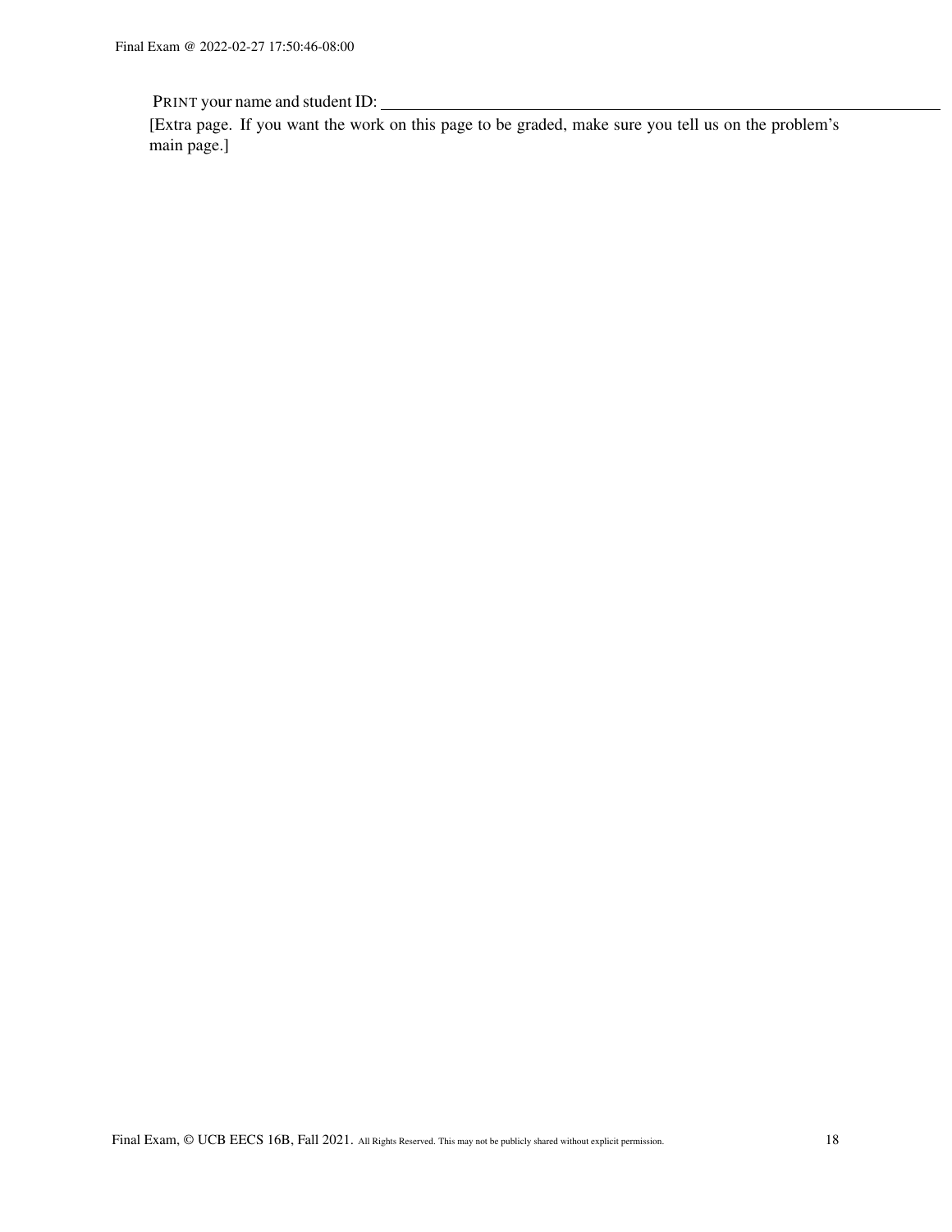PRINT your name and student ID: ____________________

[Extra page. If you want the work on this page to be graded, make sure you tell us on the problem's main page.]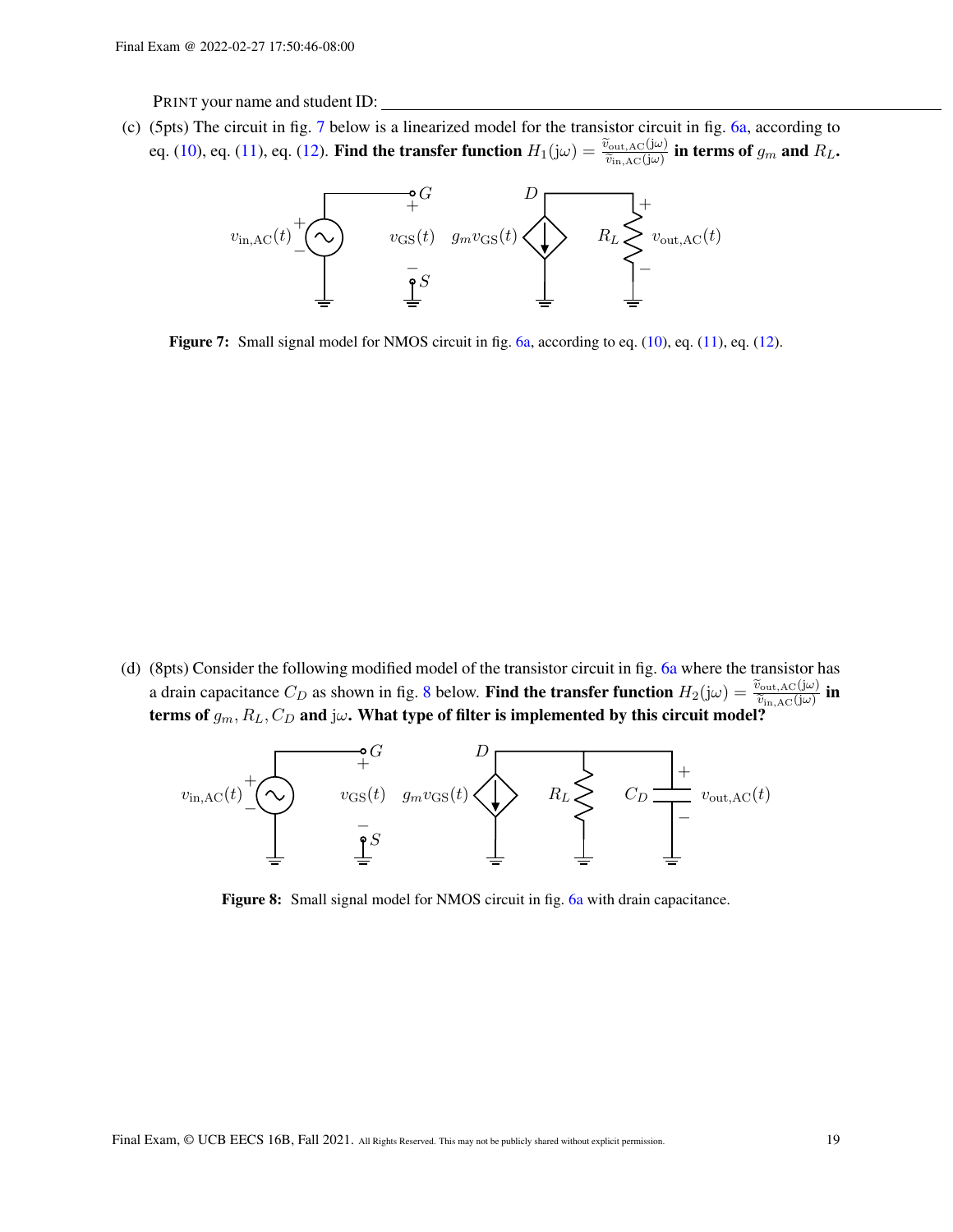PRINT your name and student ID: ________________________________

(c) (5pts) The circuit in fig. 7 below is a linearized model for the transistor circuit in fig. 6a, according to eq. (10), eq. (11), eq. (12). **Find the transfer function $H_1(\mathrm{j}\omega) = \frac{\widetilde{v}_{\text{out,AC}}(\mathrm{j}\omega)}{\widetilde{v}_{\text{in,AC}}(\mathrm{j}\omega)}$ in terms of $g_m$ and $R_L$.**

**Figure 7:** Small signal model for NMOS circuit in fig. 6a, according to eq. (10), eq. (11), eq. (12).

(d) (8pts) Consider the following modified model of the transistor circuit in fig. 6a where the transistor has a drain capacitance $C_D$ as shown in fig. 8 below. **Find the transfer function $H_2(\mathrm{j}\omega) = \frac{\widetilde{v}_{\text{out,AC}}(\mathrm{j}\omega)}{\widetilde{v}_{\text{in,AC}}(\mathrm{j}\omega)}$ in terms of $g_m, R_L, C_D$ and $\mathrm{j}\omega$. What type of filter is implemented by this circuit model?**

**Figure 8:** Small signal model for NMOS circuit in fig. 6a with drain capacitance.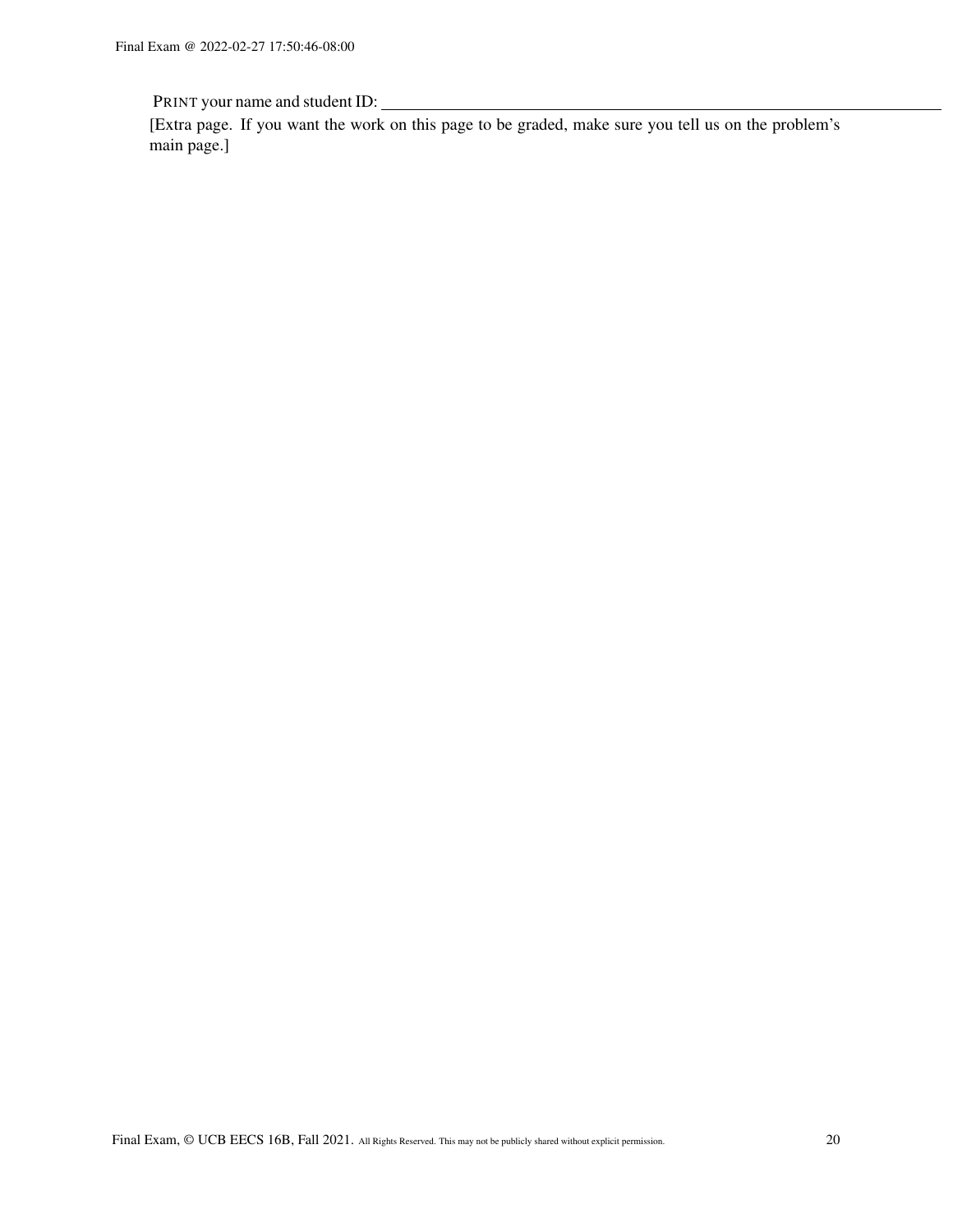PRINT your name and student ID: ________________________________

[Extra page. If you want the work on this page to be graded, make sure you tell us on the problem's main page.]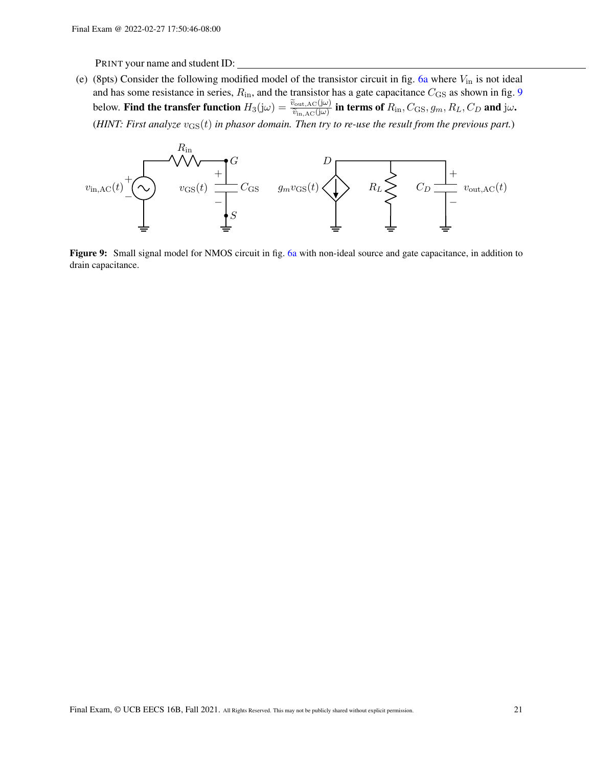PRINT your name and student ID: \_\_\_\_\_\_\_\_\_\_\_\_\_\_\_\_\_\_\_\_\_\_\_\_\_\_\_\_\_\_\_\_\_\_\_\_\_\_\_\_\_\_\_\_\_\_\_\_

(e) (8pts) Consider the following modified model of the transistor circuit in fig. 6a where $V_{\text{in}}$ is not ideal and has some resistance in series, $R_{\text{in}}$, and the transistor has a gate capacitance $C_{\text{GS}}$ as shown in fig. 9 below. **Find the transfer function** $H_3(\mathrm{j}\omega) = \frac{\widetilde{v}_{\text{out,AC}}(\mathrm{j}\omega)}{\widetilde{v}_{\text{in,AC}}(\mathrm{j}\omega)}$ **in terms of** $R_{\text{in}}, C_{\text{GS}}, g_m, R_L, C_D$ **and** $\mathrm{j}\omega$**.**

(*HINT: First analyze $v_{\text{GS}}(t)$ in phasor domain. Then try to re-use the result from the previous part.*)

**Figure 9:** Small signal model for NMOS circuit in fig. 6a with non-ideal source and gate capacitance, in addition to drain capacitance.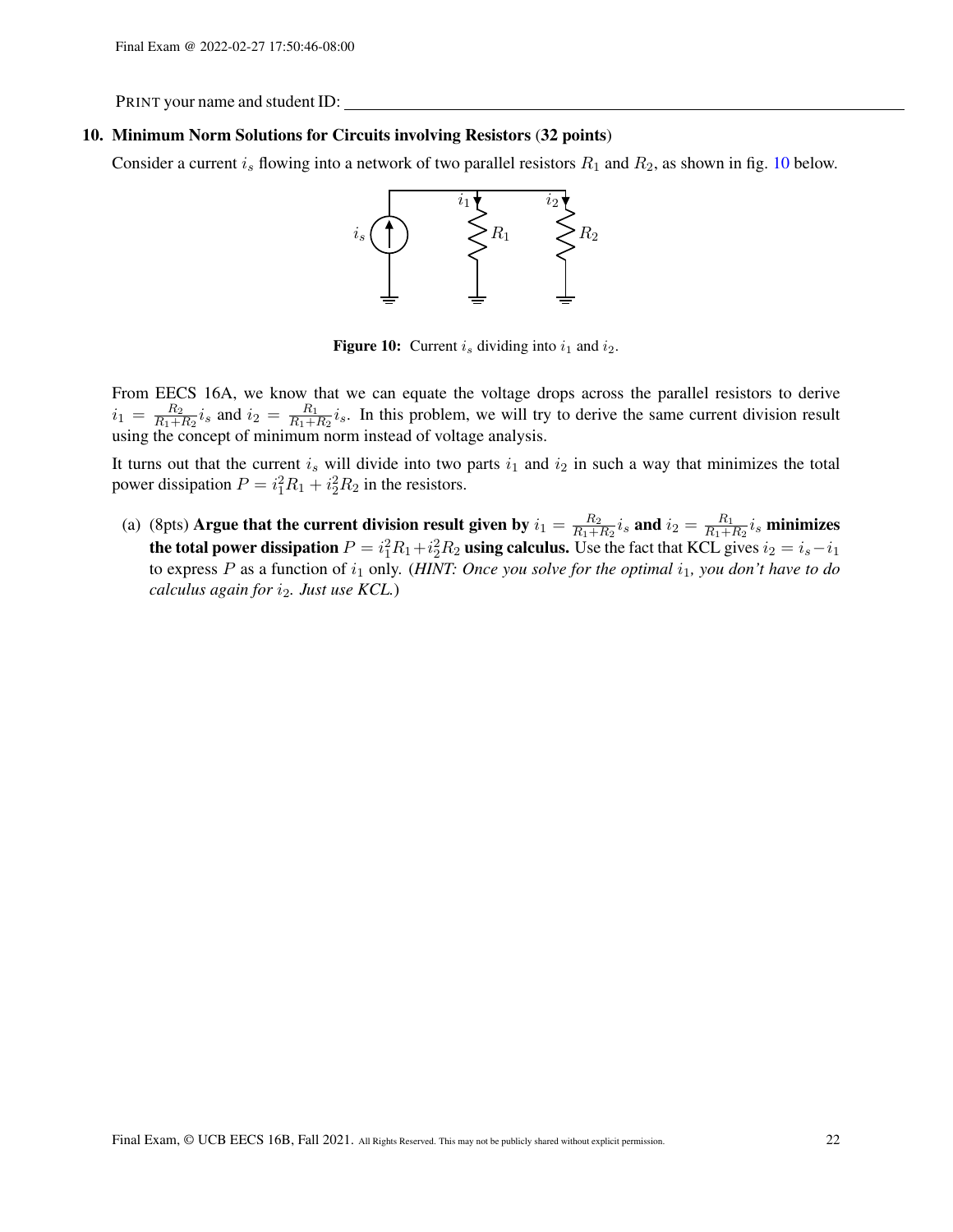PRINT your name and student ID: ____________________

**10. Minimum Norm Solutions for Circuits involving Resistors (32 points)**

Consider a current $i_s$ flowing into a network of two parallel resistors $R_1$ and $R_2$, as shown in fig. 10 below.

**Figure 10:** Current $i_s$ dividing into $i_1$ and $i_2$.

From EECS 16A, we know that we can equate the voltage drops across the parallel resistors to derive $i_1 = \frac{R_2}{R_1+R_2} i_s$ and $i_2 = \frac{R_1}{R_1+R_2} i_s$. In this problem, we will try to derive the same current division result using the concept of minimum norm instead of voltage analysis.

It turns out that the current $i_s$ will divide into two parts $i_1$ and $i_2$ in such a way that minimizes the total power dissipation $P = i_1^2 R_1 + i_2^2 R_2$ in the resistors.

(a) (8pts) **Argue that the current division result given by $i_1 = \frac{R_2}{R_1+R_2} i_s$ and $i_2 = \frac{R_1}{R_1+R_2} i_s$ minimizes the total power dissipation $P = i_1^2 R_1 + i_2^2 R_2$ using calculus.** Use the fact that KCL gives $i_2 = i_s - i_1$ to express $P$ as a function of $i_1$ only. (*HINT: Once you solve for the optimal $i_1$, you don't have to do calculus again for $i_2$. Just use KCL.*)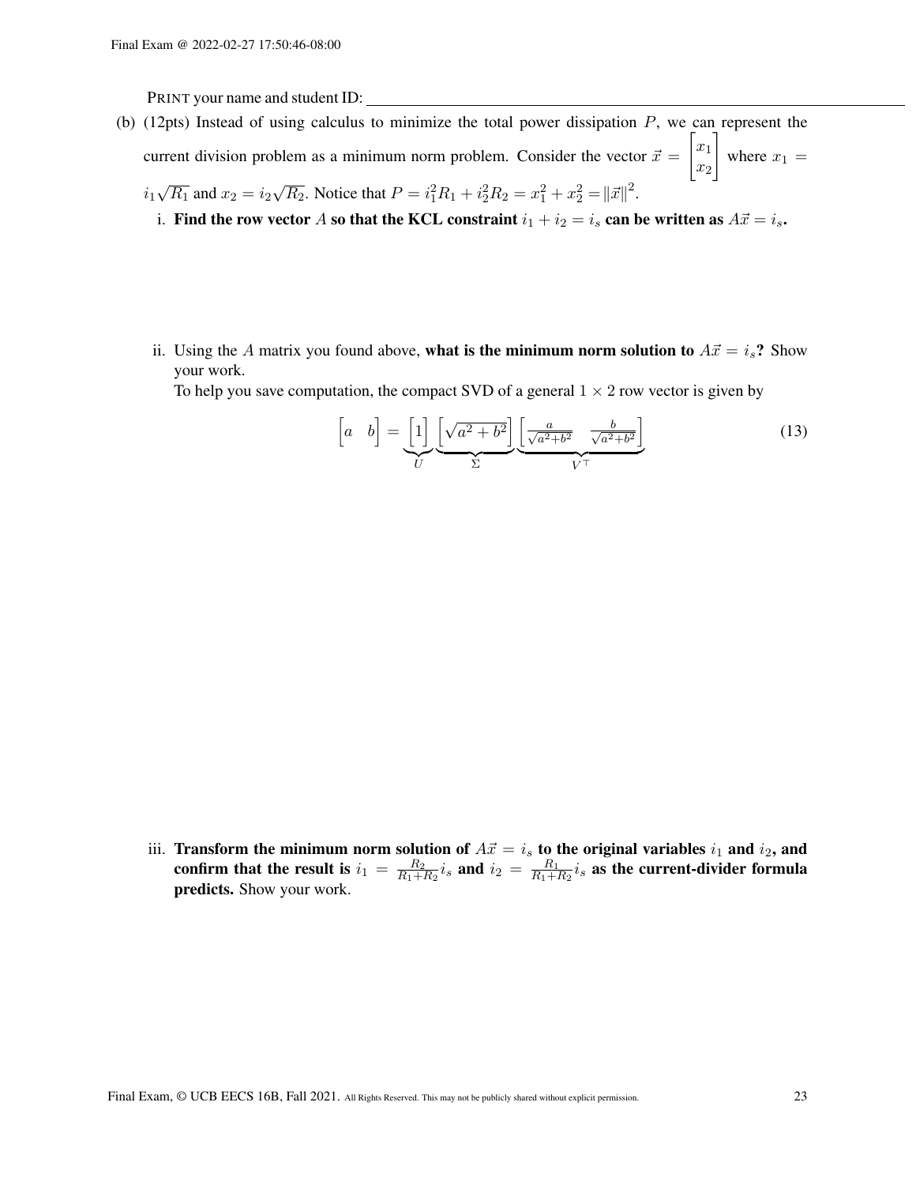PRINT your name and student ID: ______________________________

(b) (12pts) Instead of using calculus to minimize the total power dissipation $P$, we can represent the current division problem as a minimum norm problem. Consider the vector $\vec{x} = \begin{bmatrix} x_1 \\ x_2 \end{bmatrix}$ where $x_1 = i_1\sqrt{R_1}$ and $x_2 = i_2\sqrt{R_2}$. Notice that $P = i_1^2 R_1 + i_2^2 R_2 = x_1^2 + x_2^2 = \|\vec{x}\|^2$.

i. **Find the row vector $A$ so that the KCL constraint $i_1 + i_2 = i_s$ can be written as $A\vec{x} = i_s$.**

ii. Using the $A$ matrix you found above, **what is the minimum norm solution to $A\vec{x} = i_s$?** Show your work.
To help you save computation, the compact SVD of a general $1 \times 2$ row vector is given by

$$\begin{bmatrix} a & b \end{bmatrix} = \underbrace{\begin{bmatrix} 1 \end{bmatrix}}_{U} \underbrace{\begin{bmatrix} \sqrt{a^2 + b^2} \end{bmatrix}}_{\Sigma} \underbrace{\begin{bmatrix} \frac{a}{\sqrt{a^2+b^2}} & \frac{b}{\sqrt{a^2+b^2}} \end{bmatrix}}_{V^\top} \tag{13}$$

iii. **Transform the minimum norm solution of $A\vec{x} = i_s$ to the original variables $i_1$ and $i_2$, and confirm that the result is $i_1 = \frac{R_2}{R_1+R_2} i_s$ and $i_2 = \frac{R_1}{R_1+R_2} i_s$ as the current-divider formula predicts.** Show your work.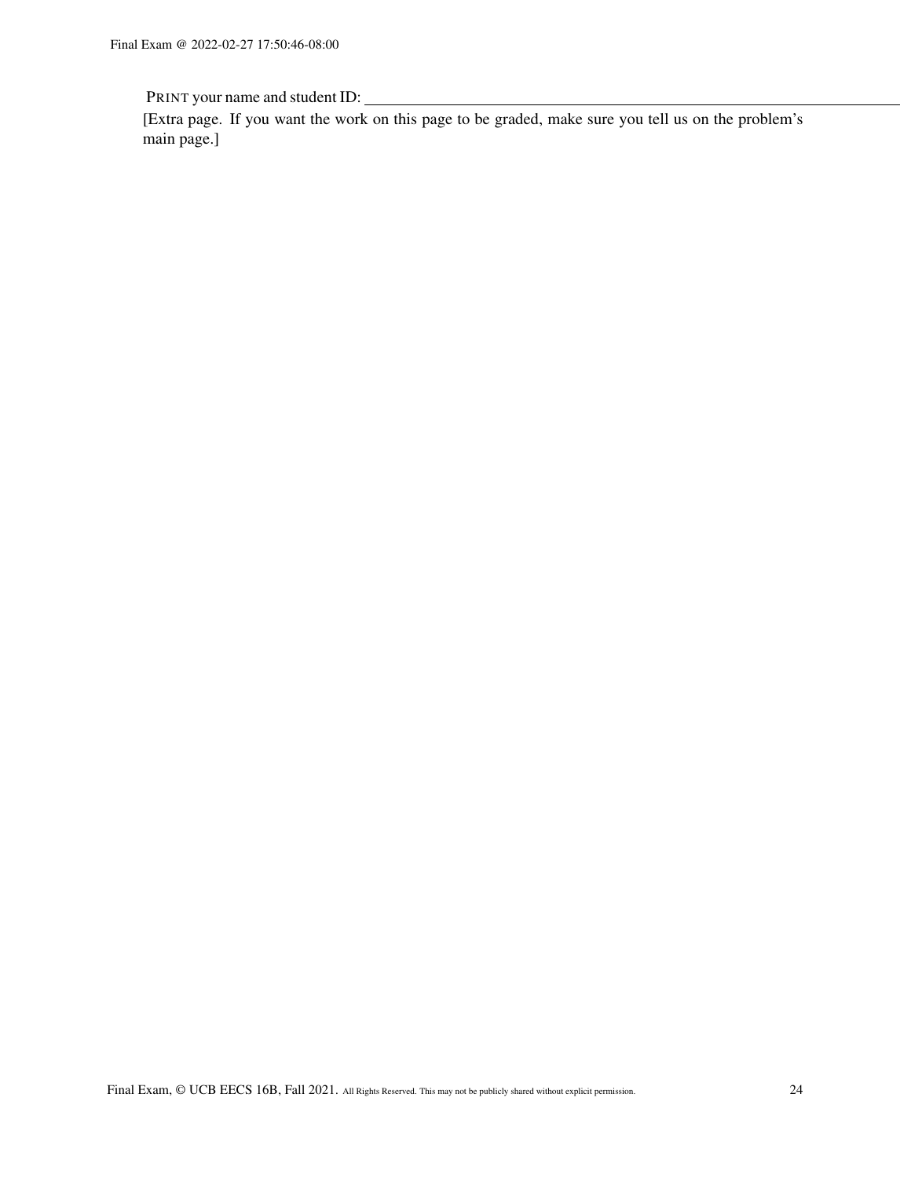PRINT your name and student ID: ____________________________________________

[Extra page. If you want the work on this page to be graded, make sure you tell us on the problem's main page.]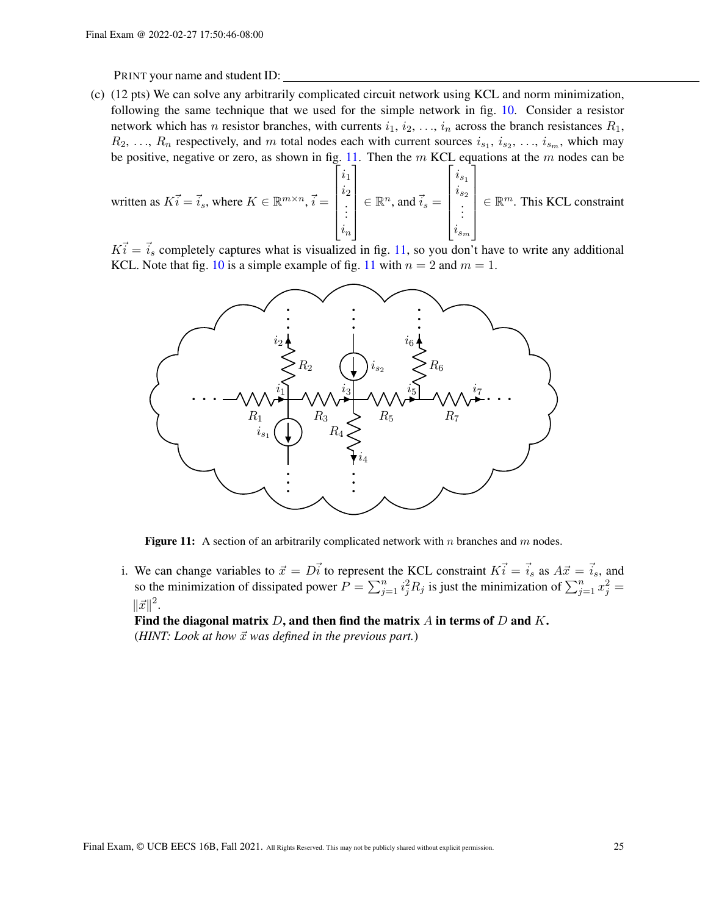PRINT your name and student ID: ____________________

(c) (12 pts) We can solve any arbitrarily complicated circuit network using KCL and norm minimization, following the same technique that we used for the simple network in fig. 10. Consider a resistor network which has $n$ resistor branches, with currents $i_1, i_2, \ldots, i_n$ across the branch resistances $R_1, R_2, \ldots, R_n$ respectively, and $m$ total nodes each with current sources $i_{s_1}, i_{s_2}, \ldots, i_{s_m}$, which may be positive, negative or zero, as shown in fig. 11. Then the $m$ KCL equations at the $m$ nodes can be written as $K\vec{i} = \vec{i}_s$, where $K \in \mathbb{R}^{m \times n}$, $\vec{i} = \begin{bmatrix} i_1 \\ i_2 \\ \vdots \\ i_n \end{bmatrix} \in \mathbb{R}^n$, and $\vec{i}_s = \begin{bmatrix} i_{s_1} \\ i_{s_2} \\ \vdots \\ i_{s_m} \end{bmatrix} \in \mathbb{R}^m$. This KCL constraint $K\vec{i} = \vec{i}_s$ completely captures what is visualized in fig. 11, so you don't have to write any additional KCL. Note that fig. 10 is a simple example of fig. 11 with $n = 2$ and $m = 1$.

**Figure 11:** A section of an arbitrarily complicated network with $n$ branches and $m$ nodes.

i. We can change variables to $\vec{x} = D\vec{i}$ to represent the KCL constraint $K\vec{i} = \vec{i}_s$ as $A\vec{x} = \vec{i}_s$, and so the minimization of dissipated power $P = \sum_{j=1}^{n} i_j^2 R_j$ is just the minimization of $\sum_{j=1}^{n} x_j^2 = \|\vec{x}\|^2$.

**Find the diagonal matrix $D$, and then find the matrix $A$ in terms of $D$ and $K$.**
(*HINT: Look at how $\vec{x}$ was defined in the previous part.*)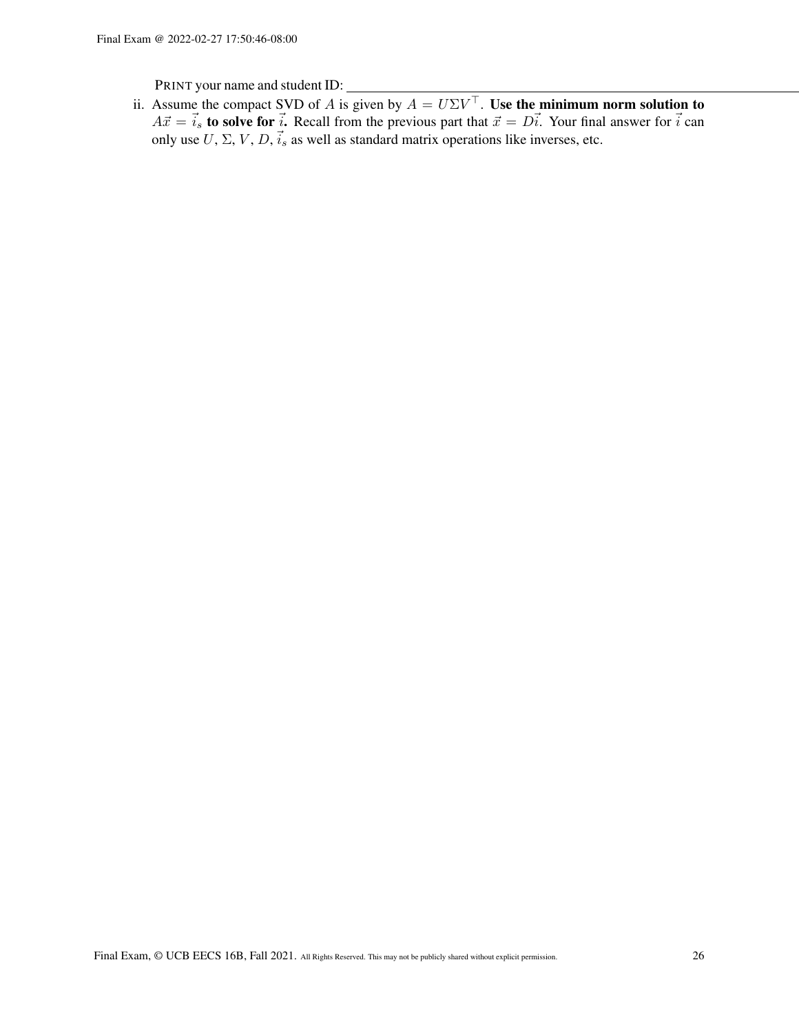PRINT your name and student ID: ___________________________________________

ii. Assume the compact SVD of $A$ is given by $A = U\Sigma V^\top$. **Use the minimum norm solution to** $A\vec{x} = \vec{i}_s$ **to solve for** $\vec{i}$**.** Recall from the previous part that $\vec{x} = D\vec{i}$. Your final answer for $\vec{i}$ can only use $U$, $\Sigma$, $V$, $D$, $\vec{i}_s$ as well as standard matrix operations like inverses, etc.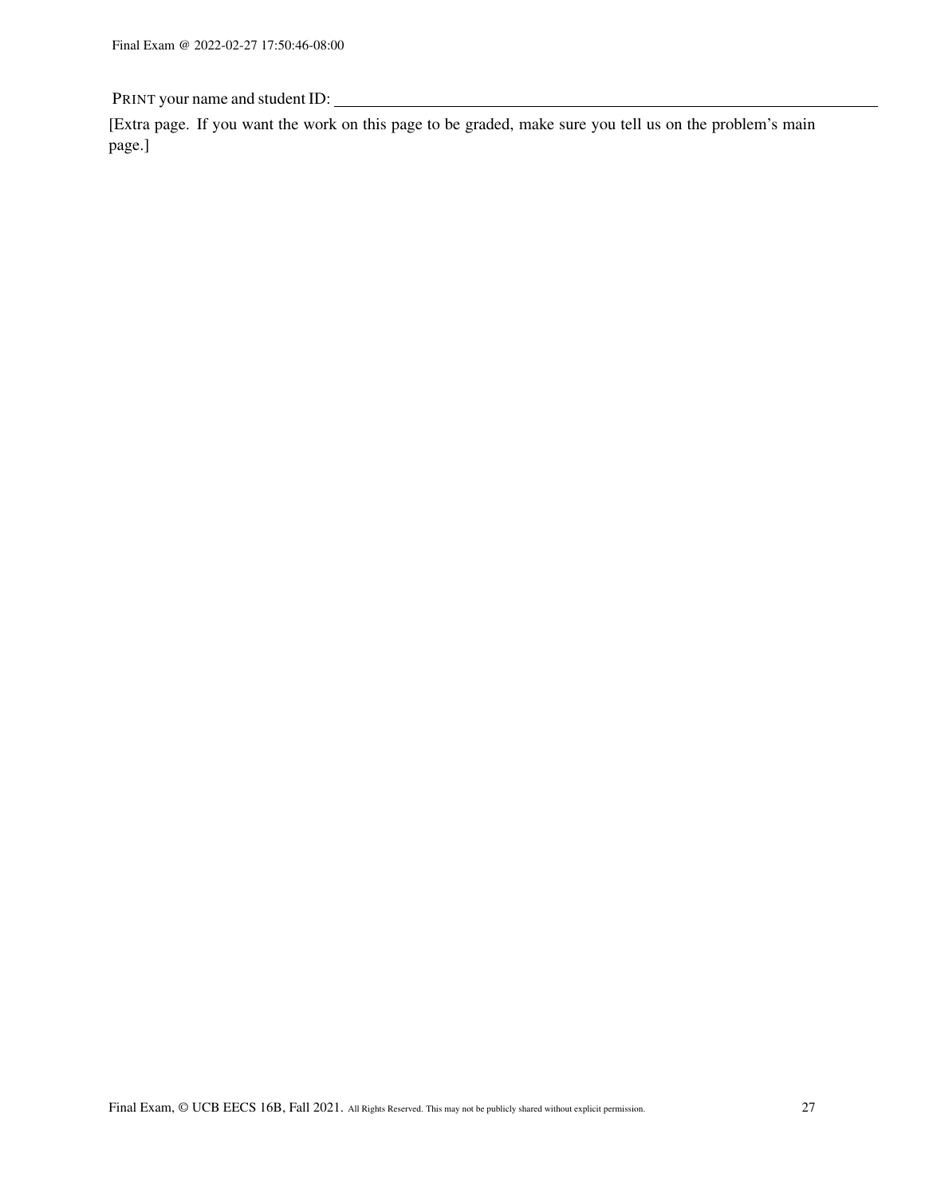PRINT your name and student ID: ______________________________

[Extra page. If you want the work on this page to be graded, make sure you tell us on the problem's main page.]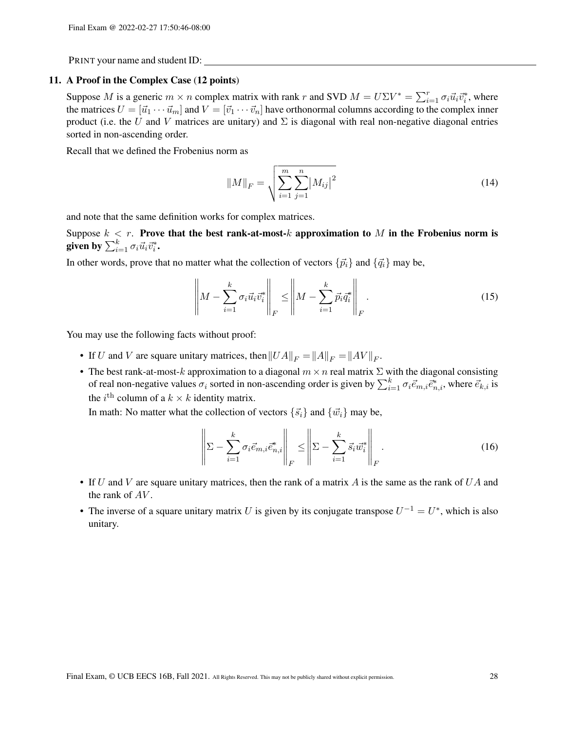PRINT your name and student ID: ____________________

## 11. A Proof in the Complex Case (12 points)

Suppose $M$ is a generic $m \times n$ complex matrix with rank $r$ and SVD $M = U\Sigma V^* = \sum_{i=1}^{r} \sigma_i \vec{u}_i \vec{v}_i^*$, where the matrices $U = [\vec{u}_1 \cdots \vec{u}_m]$ and $V = [\vec{v}_1 \cdots \vec{v}_n]$ have orthonormal columns according to the complex inner product (i.e. the $U$ and $V$ matrices are unitary) and $\Sigma$ is diagonal with real non-negative diagonal entries sorted in non-ascending order.

Recall that we defined the Frobenius norm as

$$\|M\|_F = \sqrt{\sum_{i=1}^{m} \sum_{j=1}^{n} \left| M_{ij} \right|^2} \tag{14}$$

and note that the same definition works for complex matrices.

Suppose $k < r$. **Prove that the best rank-at-most-$k$ approximation to $M$ in the Frobenius norm is given by $\sum_{i=1}^{k} \sigma_i \vec{u}_i \vec{v}_i^*$.**

In other words, prove that no matter what the collection of vectors $\{\vec{p}_i\}$ and $\{\vec{q}_i\}$ may be,

$$\left\| M - \sum_{i=1}^{k} \sigma_i \vec{u}_i \vec{v}_i^* \right\|_F \leq \left\| M - \sum_{i=1}^{k} \vec{p}_i \vec{q}_i^* \right\|_F. \tag{15}$$

You may use the following facts without proof:

- If $U$ and $V$ are square unitary matrices, then $\|UA\|_F = \|A\|_F = \|AV\|_F$.
- The best rank-at-most-$k$ approximation to a diagonal $m \times n$ real matrix $\Sigma$ with the diagonal consisting of real non-negative values $\sigma_i$ sorted in non-ascending order is given by $\sum_{i=1}^{k} \sigma_i \vec{e}_{m,i} \vec{e}_{n,i}^*$, where $\vec{e}_{k,i}$ is the $i^{\text{th}}$ column of a $k \times k$ identity matrix.

  In math: No matter what the collection of vectors $\{\vec{s}_i\}$ and $\{\vec{w}_i\}$ may be,

$$\left\| \Sigma - \sum_{i=1}^{k} \sigma_i \vec{e}_{m,i} \vec{e}_{n,i}^* \right\|_F \leq \left\| \Sigma - \sum_{i=1}^{k} \vec{s}_i \vec{w}_i^* \right\|_F. \tag{16}$$

- If $U$ and $V$ are square unitary matrices, then the rank of a matrix $A$ is the same as the rank of $UA$ and the rank of $AV$.
- The inverse of a square unitary matrix $U$ is given by its conjugate transpose $U^{-1} = U^*$, which is also unitary.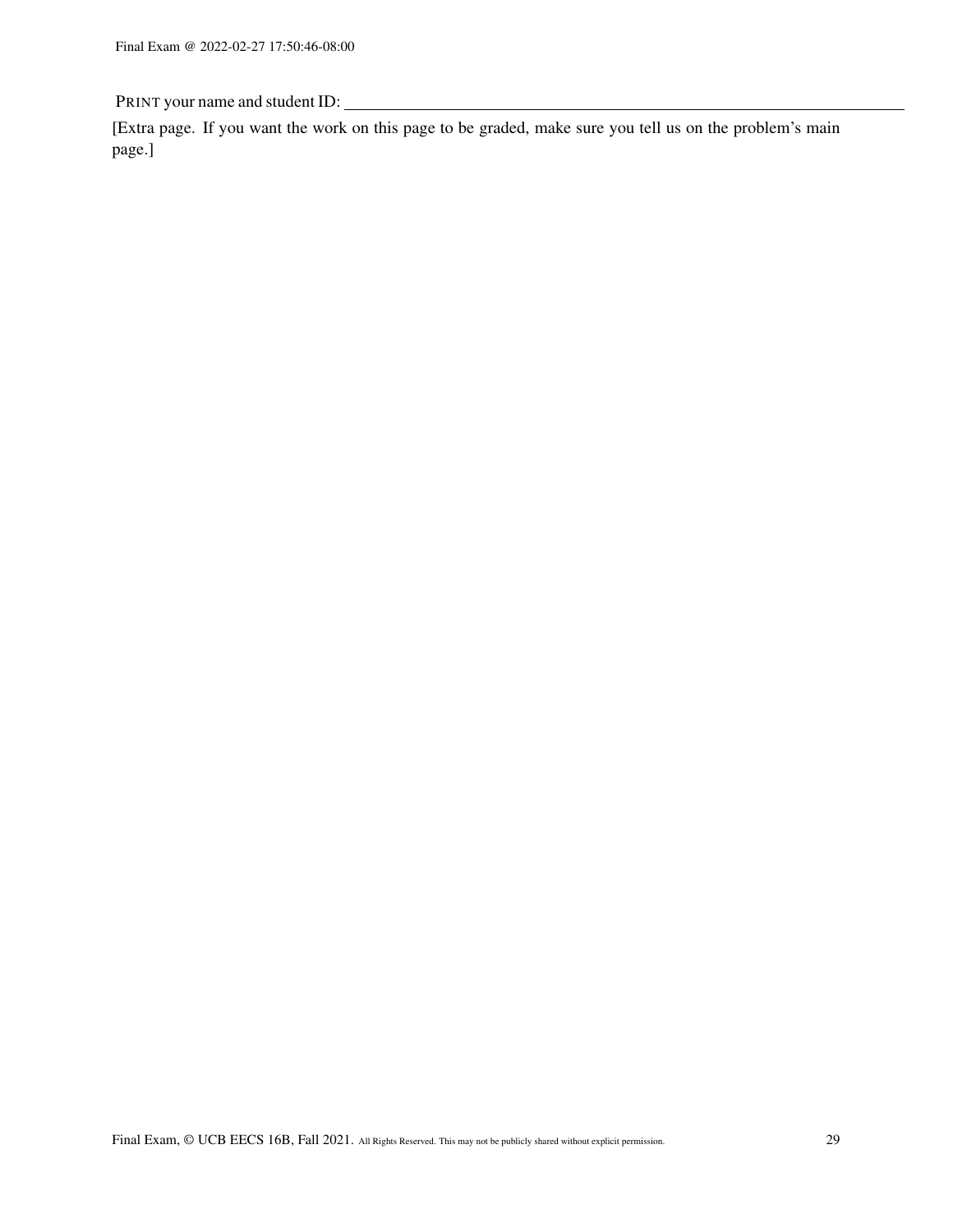PRINT your name and student ID: \_\_\_\_\_\_\_\_\_\_\_\_\_\_\_\_\_\_\_\_\_\_\_\_\_\_\_\_\_\_\_\_\_\_\_\_\_\_\_\_

[Extra page. If you want the work on this page to be graded, make sure you tell us on the problem's main page.]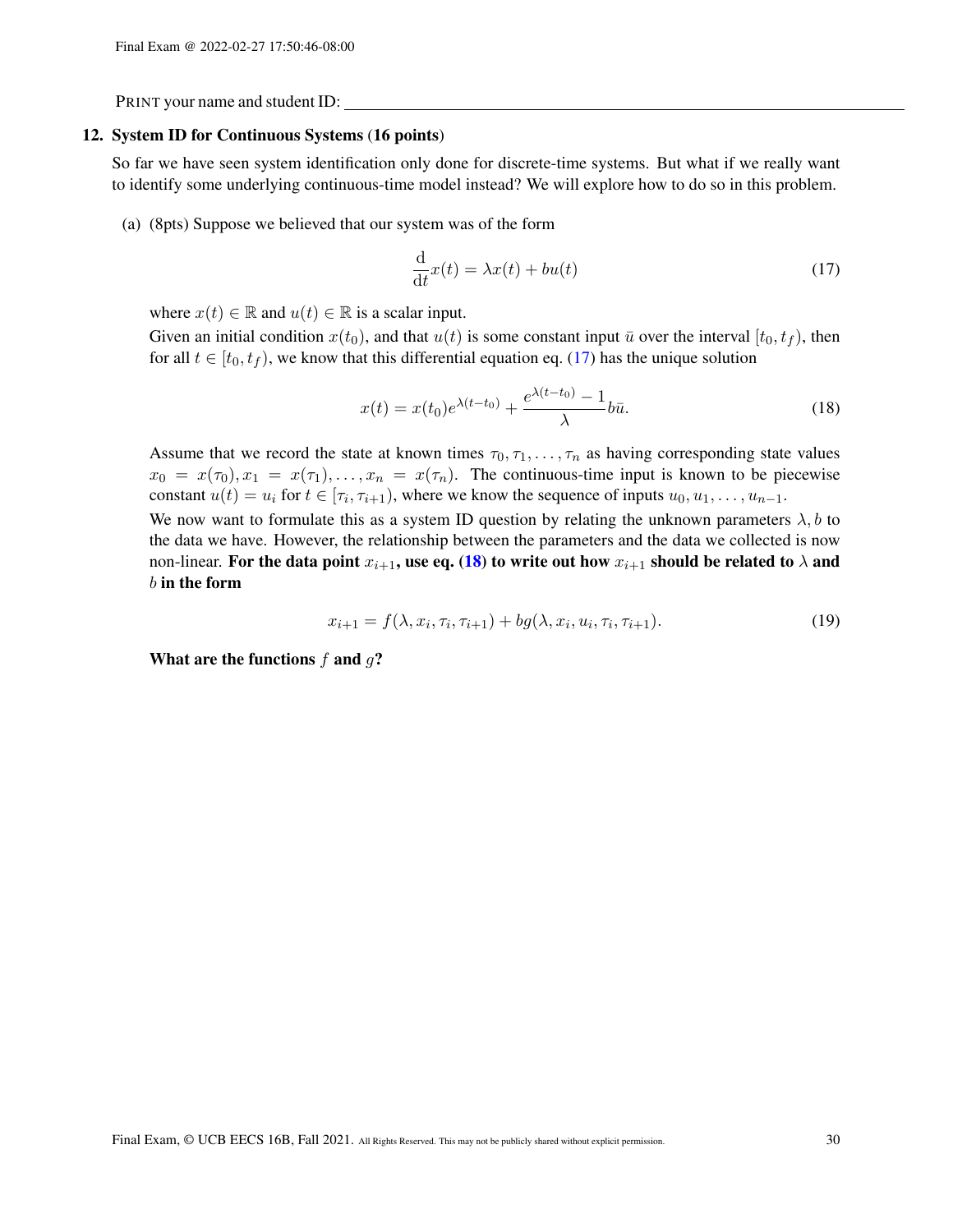PRINT your name and student ID: ______________________________

## 12. System ID for Continuous Systems (16 points)

So far we have seen system identification only done for discrete-time systems. But what if we really want to identify some underlying continuous-time model instead? We will explore how to do so in this problem.

(a) (8pts) Suppose we believed that our system was of the form

$$\frac{\mathrm{d}}{\mathrm{d}t}x(t) = \lambda x(t) + bu(t) \tag{17}$$

where $x(t) \in \mathbb{R}$ and $u(t) \in \mathbb{R}$ is a scalar input.

Given an initial condition $x(t_0)$, and that $u(t)$ is some constant input $\bar{u}$ over the interval $[t_0, t_f)$, then for all $t \in [t_0, t_f)$, we know that this differential equation eq. (17) has the unique solution

$$x(t) = x(t_0)e^{\lambda(t-t_0)} + \frac{e^{\lambda(t-t_0)} - 1}{\lambda} b\bar{u}. \tag{18}$$

Assume that we record the state at known times $\tau_0, \tau_1, \ldots, \tau_n$ as having corresponding state values $x_0 = x(\tau_0), x_1 = x(\tau_1), \ldots, x_n = x(\tau_n)$. The continuous-time input is known to be piecewise constant $u(t) = u_i$ for $t \in [\tau_i, \tau_{i+1})$, where we know the sequence of inputs $u_0, u_1, \ldots, u_{n-1}$.

We now want to formulate this as a system ID question by relating the unknown parameters $\lambda, b$ to the data we have. However, the relationship between the parameters and the data we collected is now non-linear. **For the data point $x_{i+1}$, use eq. (18) to write out how $x_{i+1}$ should be related to $\lambda$ and $b$ in the form**

$$x_{i+1} = f(\lambda, x_i, \tau_i, \tau_{i+1}) + bg(\lambda, x_i, u_i, \tau_i, \tau_{i+1}). \tag{19}$$

**What are the functions $f$ and $g$?**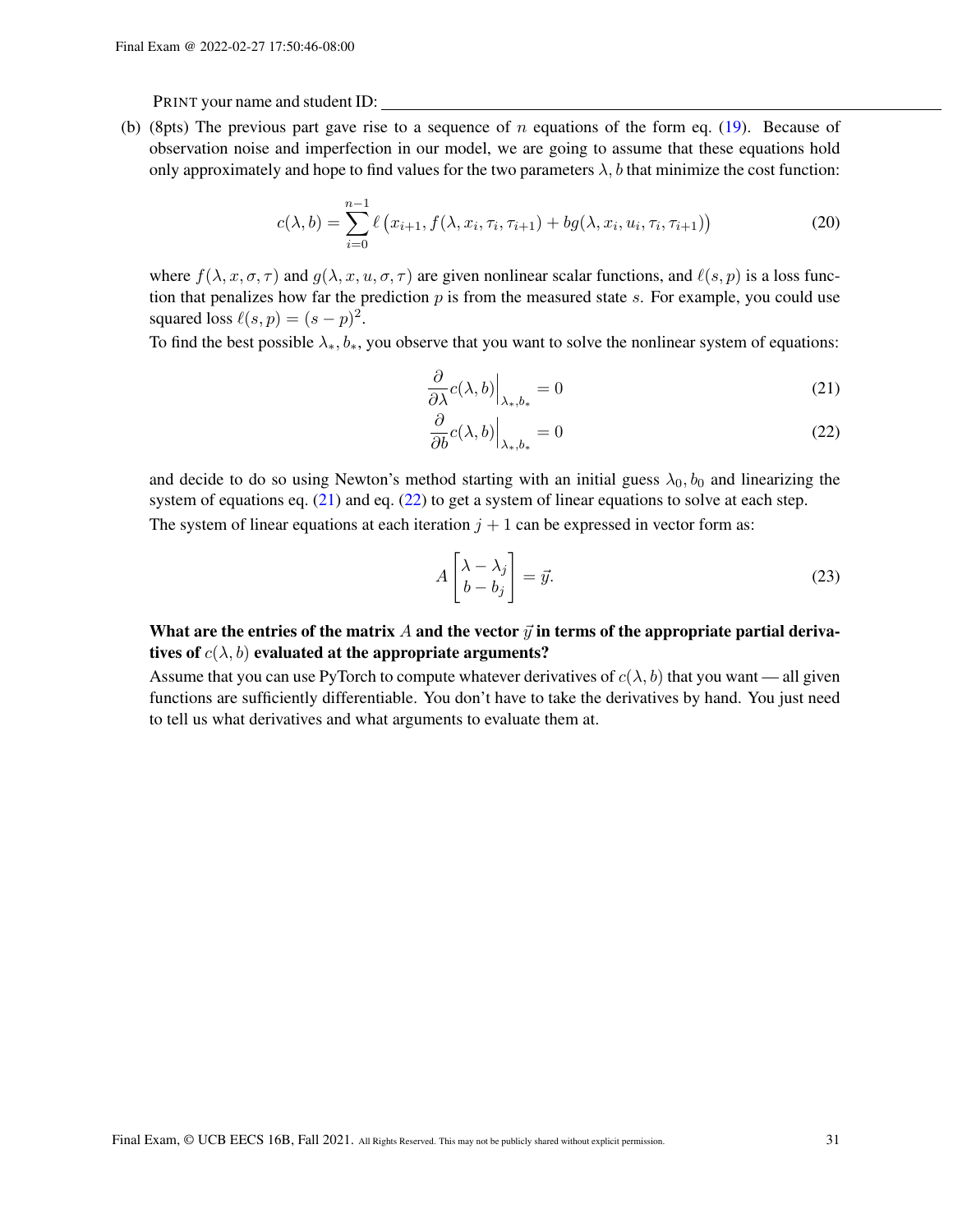PRINT your name and student ID: ______________________________

(b) (8pts) The previous part gave rise to a sequence of $n$ equations of the form eq. (19). Because of observation noise and imperfection in our model, we are going to assume that these equations hold only approximately and hope to find values for the two parameters $\lambda, b$ that minimize the cost function:

$$c(\lambda, b) = \sum_{i=0}^{n-1} \ell\left(x_{i+1}, f(\lambda, x_i, \tau_i, \tau_{i+1}) + bg(\lambda, x_i, u_i, \tau_i, \tau_{i+1})\right) \tag{20}$$

where $f(\lambda, x, \sigma, \tau)$ and $g(\lambda, x, u, \sigma, \tau)$ are given nonlinear scalar functions, and $\ell(s, p)$ is a loss function that penalizes how far the prediction $p$ is from the measured state $s$. For example, you could use squared loss $\ell(s, p) = (s - p)^2$.

To find the best possible $\lambda_*, b_*$, you observe that you want to solve the nonlinear system of equations:

$$\frac{\partial}{\partial \lambda} c(\lambda, b)\Big|_{\lambda_*, b_*} = 0 \tag{21}$$

$$\frac{\partial}{\partial b} c(\lambda, b)\Big|_{\lambda_*, b_*} = 0 \tag{22}$$

and decide to do so using Newton's method starting with an initial guess $\lambda_0, b_0$ and linearizing the system of equations eq. (21) and eq. (22) to get a system of linear equations to solve at each step.

The system of linear equations at each iteration $j+1$ can be expressed in vector form as:

$$A \begin{bmatrix} \lambda - \lambda_j \\ b - b_j \end{bmatrix} = \vec{y}. \tag{23}$$

**What are the entries of the matrix $A$ and the vector $\vec{y}$ in terms of the appropriate partial derivatives of $c(\lambda, b)$ evaluated at the appropriate arguments?**

Assume that you can use PyTorch to compute whatever derivatives of $c(\lambda, b)$ that you want — all given functions are sufficiently differentiable. You don't have to take the derivatives by hand. You just need to tell us what derivatives and what arguments to evaluate them at.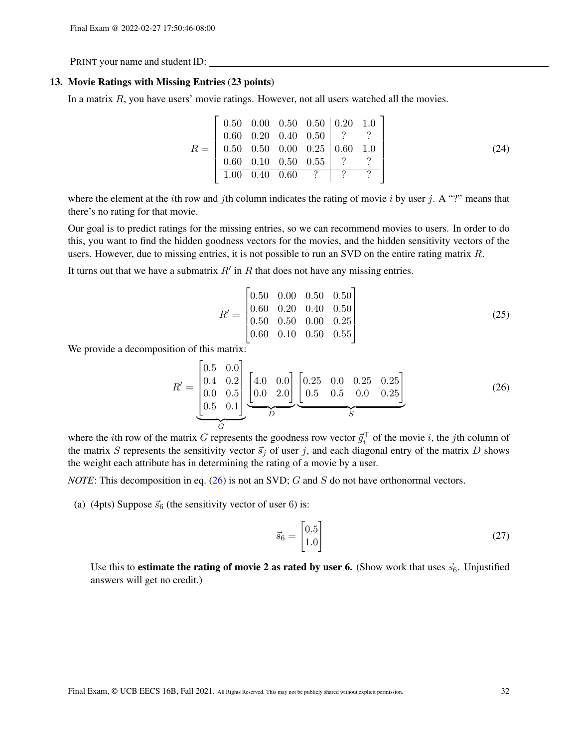PRINT your name and student ID: \_\_\_\_\_\_\_\_\_\_\_\_\_\_\_\_\_\_\_\_\_\_\_\_\_\_\_\_\_\_\_\_\_\_\_\_\_\_\_\_\_\_\_\_

### 13. Movie Ratings with Missing Entries (23 points)

In a matrix $R$, you have users' movie ratings. However, not all users watched all the movies.

$$R = \left[\begin{array}{cccc|cc} 0.50 & 0.00 & 0.50 & 0.50 & 0.20 & 1.0 \\ 0.60 & 0.20 & 0.40 & 0.50 & ? & ? \\ 0.50 & 0.50 & 0.00 & 0.25 & 0.60 & 1.0 \\ 0.60 & 0.10 & 0.50 & 0.55 & ? & ? \\ \hline 1.00 & 0.40 & 0.60 & ? & ? & ? \end{array}\right] \tag{24}$$

where the element at the $i$th row and $j$th column indicates the rating of movie $i$ by user $j$. A "?" means that there's no rating for that movie.

Our goal is to predict ratings for the missing entries, so we can recommend movies to users. In order to do this, you want to find the hidden goodness vectors for the movies, and the hidden sensitivity vectors of the users. However, due to missing entries, it is not possible to run an SVD on the entire rating matrix $R$.

It turns out that we have a submatrix $R'$ in $R$ that does not have any missing entries.

$$R' = \begin{bmatrix} 0.50 & 0.00 & 0.50 & 0.50 \\ 0.60 & 0.20 & 0.40 & 0.50 \\ 0.50 & 0.50 & 0.00 & 0.25 \\ 0.60 & 0.10 & 0.50 & 0.55 \end{bmatrix} \tag{25}$$

We provide a decomposition of this matrix:

$$R' = \underbrace{\begin{bmatrix} 0.5 & 0.0 \\ 0.4 & 0.2 \\ 0.0 & 0.5 \\ 0.5 & 0.1 \end{bmatrix}}_{G} \underbrace{\begin{bmatrix} 4.0 & 0.0 \\ 0.0 & 2.0 \end{bmatrix}}_{D} \underbrace{\begin{bmatrix} 0.25 & 0.0 & 0.25 & 0.25 \\ 0.5 & 0.5 & 0.0 & 0.25 \end{bmatrix}}_{S} \tag{26}$$

where the $i$th row of the matrix $G$ represents the goodness row vector $\vec{g}_i^\top$ of the movie $i$, the $j$th column of the matrix $S$ represents the sensitivity vector $\vec{s}_j$ of user $j$, and each diagonal entry of the matrix $D$ shows the weight each attribute has in determining the rating of a movie by a user.

*NOTE*: This decomposition in eq. (26) is not an SVD; $G$ and $S$ do not have orthonormal vectors.

(a) (4pts) Suppose $\vec{s}_6$ (the sensitivity vector of user 6) is:

$$\vec{s}_6 = \begin{bmatrix} 0.5 \\ 1.0 \end{bmatrix} \tag{27}$$

Use this to **estimate the rating of movie 2 as rated by user 6.** (Show work that uses $\vec{s}_6$. Unjustified answers will get no credit.)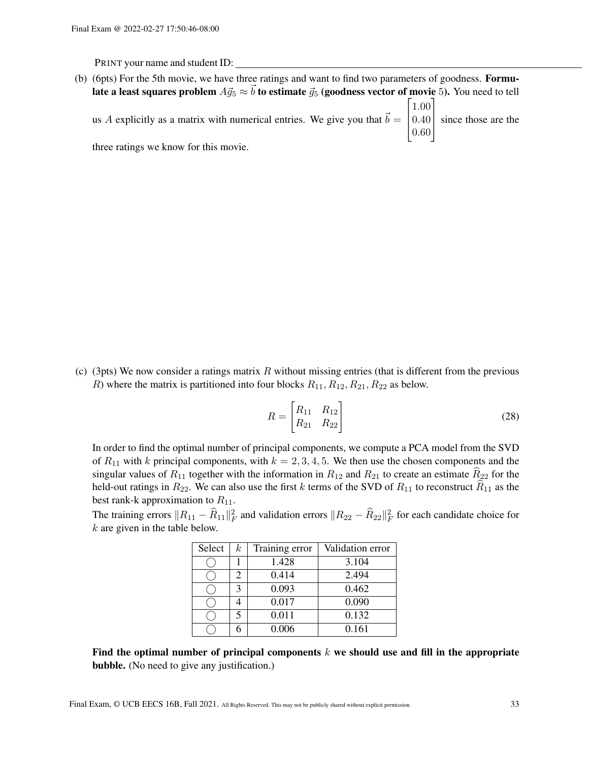PRINT your name and student ID: ______________________________________________

(b) (6pts) For the 5th movie, we have three ratings and want to find two parameters of goodness. **Formulate a least squares problem $A\vec{g}_5 \approx \vec{b}$ to estimate $\vec{g}_5$ (goodness vector of movie 5).** You need to tell us $A$ explicitly as a matrix with numerical entries. We give you that $\vec{b} = \begin{bmatrix} 1.00 \\ 0.40 \\ 0.60 \end{bmatrix}$ since those are the three ratings we know for this movie.

(c) (3pts) We now consider a ratings matrix $R$ without missing entries (that is different from the previous $R$) where the matrix is partitioned into four blocks $R_{11}, R_{12}, R_{21}, R_{22}$ as below.

$$R = \begin{bmatrix} R_{11} & R_{12} \\ R_{21} & R_{22} \end{bmatrix} \tag{28}$$

In order to find the optimal number of principal components, we compute a PCA model from the SVD of $R_{11}$ with $k$ principal components, with $k = 2, 3, 4, 5$. We then use the chosen components and the singular values of $R_{11}$ together with the information in $R_{12}$ and $R_{21}$ to create an estimate $\widehat{R}_{22}$ for the held-out ratings in $R_{22}$. We can also use the first $k$ terms of the SVD of $R_{11}$ to reconstruct $\widehat{R}_{11}$ as the best rank-k approximation to $R_{11}$.

The training errors $\|R_{11} - \widehat{R}_{11}\|_F^2$ and validation errors $\|R_{22} - \widehat{R}_{22}\|_F^2$ for each candidate choice for $k$ are given in the table below.

| Select | $k$ | Training error | Validation error |
|---|---|---|---|
| ◯ | 1 | 1.428 | 3.104 |
| ◯ | 2 | 0.414 | 2.494 |
| ◯ | 3 | 0.093 | 0.462 |
| ◯ | 4 | 0.017 | 0.090 |
| ◯ | 5 | 0.011 | 0.132 |
| ◯ | 6 | 0.006 | 0.161 |

**Find the optimal number of principal components $k$ we should use and fill in the appropriate bubble.** (No need to give any justification.)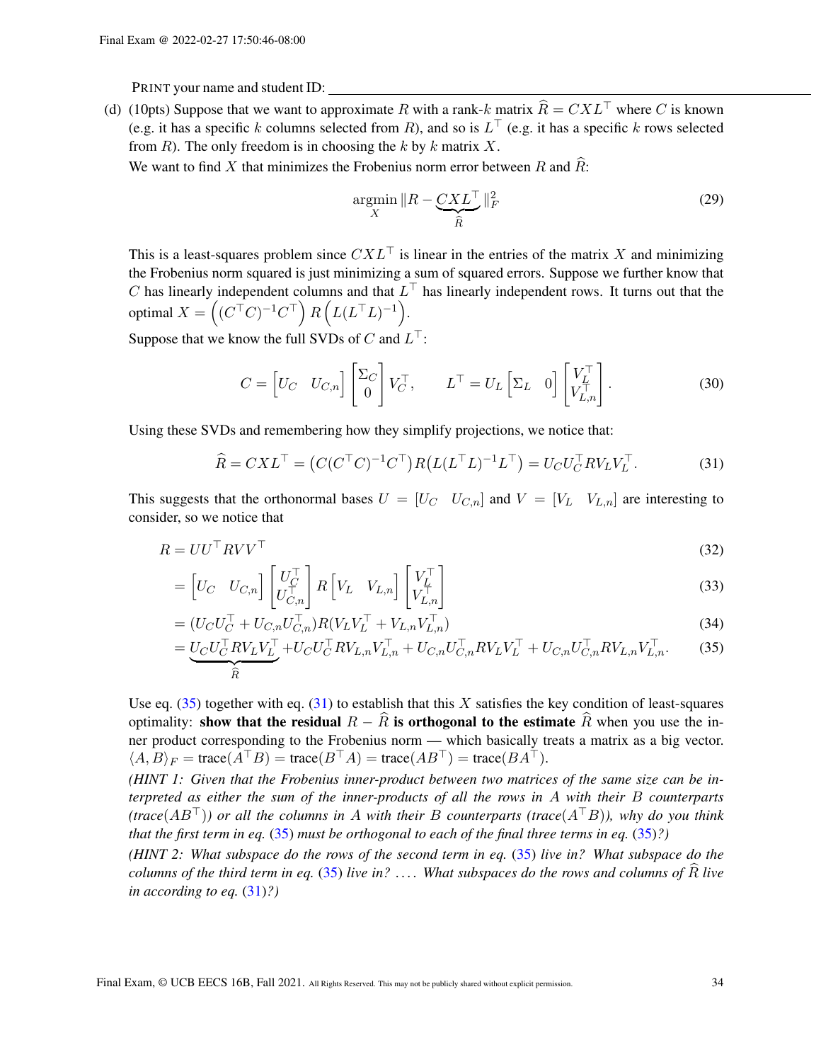PRINT your name and student ID: ____________________

(d) (10pts) Suppose that we want to approximate $R$ with a rank-$k$ matrix $\widehat{R} = CXL^\top$ where $C$ is known (e.g. it has a specific $k$ columns selected from $R$), and so is $L^\top$ (e.g. it has a specific $k$ rows selected from $R$). The only freedom is in choosing the $k$ by $k$ matrix $X$.

We want to find $X$ that minimizes the Frobenius norm error between $R$ and $\widehat{R}$:

$$\underset{X}{\operatorname{argmin}} \|R - \underbrace{CXL^\top}_{\widehat{R}}\|_F^2 \tag{29}$$

This is a least-squares problem since $CXL^\top$ is linear in the entries of the matrix $X$ and minimizing the Frobenius norm squared is just minimizing a sum of squared errors. Suppose we further know that $C$ has linearly independent columns and that $L^\top$ has linearly independent rows. It turns out that the optimal $X = \left((C^\top C)^{-1}C^\top\right) R \left(L(L^\top L)^{-1}\right)$.

Suppose that we know the full SVDs of $C$ and $L^\top$:

$$C = \begin{bmatrix} U_C & U_{C,n} \end{bmatrix} \begin{bmatrix} \Sigma_C \\ 0 \end{bmatrix} V_C^\top, \qquad L^\top = U_L \begin{bmatrix} \Sigma_L & 0 \end{bmatrix} \begin{bmatrix} V_L^\top \\ V_{L,n}^\top \end{bmatrix}. \tag{30}$$

Using these SVDs and remembering how they simplify projections, we notice that:

$$\widehat{R} = CXL^\top = \left(C(C^\top C)^{-1}C^\top\right)R\left(L(L^\top L)^{-1}L^\top\right) = U_C U_C^\top R V_L V_L^\top. \tag{31}$$

This suggests that the orthonormal bases $U = [U_C \quad U_{C,n}]$ and $V = [V_L \quad V_{L,n}]$ are interesting to consider, so we notice that

$$R = UU^\top RVV^\top \tag{32}$$

$$= \begin{bmatrix} U_C & U_{C,n} \end{bmatrix} \begin{bmatrix} U_C^\top \\ U_{C,n}^\top \end{bmatrix} R \begin{bmatrix} V_L & V_{L,n} \end{bmatrix} \begin{bmatrix} V_L^\top \\ V_{L,n}^\top \end{bmatrix} \tag{33}$$

$$= (U_C U_C^\top + U_{C,n} U_{C,n}^\top) R (V_L V_L^\top + V_{L,n} V_{L,n}^\top) \tag{34}$$

$$= \underbrace{U_C U_C^\top R V_L V_L^\top}_{\widehat{R}} + U_C U_C^\top R V_{L,n} V_{L,n}^\top + U_{C,n} U_{C,n}^\top R V_L V_L^\top + U_{C,n} U_{C,n}^\top R V_{L,n} V_{L,n}^\top. \tag{35}$$

Use eq. (35) together with eq. (31) to establish that this $X$ satisfies the key condition of least-squares optimality: **show that the residual $R - \widehat{R}$ is orthogonal to the estimate $\widehat{R}$** when you use the inner product corresponding to the Frobenius norm — which basically treats a matrix as a big vector. $\langle A, B \rangle_F = \text{trace}(A^\top B) = \text{trace}(B^\top A) = \text{trace}(AB^\top) = \text{trace}(BA^\top)$.

*(HINT 1: Given that the Frobenius inner-product between two matrices of the same size can be interpreted as either the sum of the inner-products of all the rows in $A$ with their $B$ counterparts ($\text{trace}(AB^\top)$) or all the columns in $A$ with their $B$ counterparts ($\text{trace}(A^\top B)$), why do you think that the first term in eq. (35) must be orthogonal to each of the final three terms in eq. (35)?)*

*(HINT 2: What subspace do the rows of the second term in eq. (35) live in? What subspace do the columns of the third term in eq. (35) live in? .... What subspaces do the rows and columns of $\widehat{R}$ live in according to eq. (31)?)*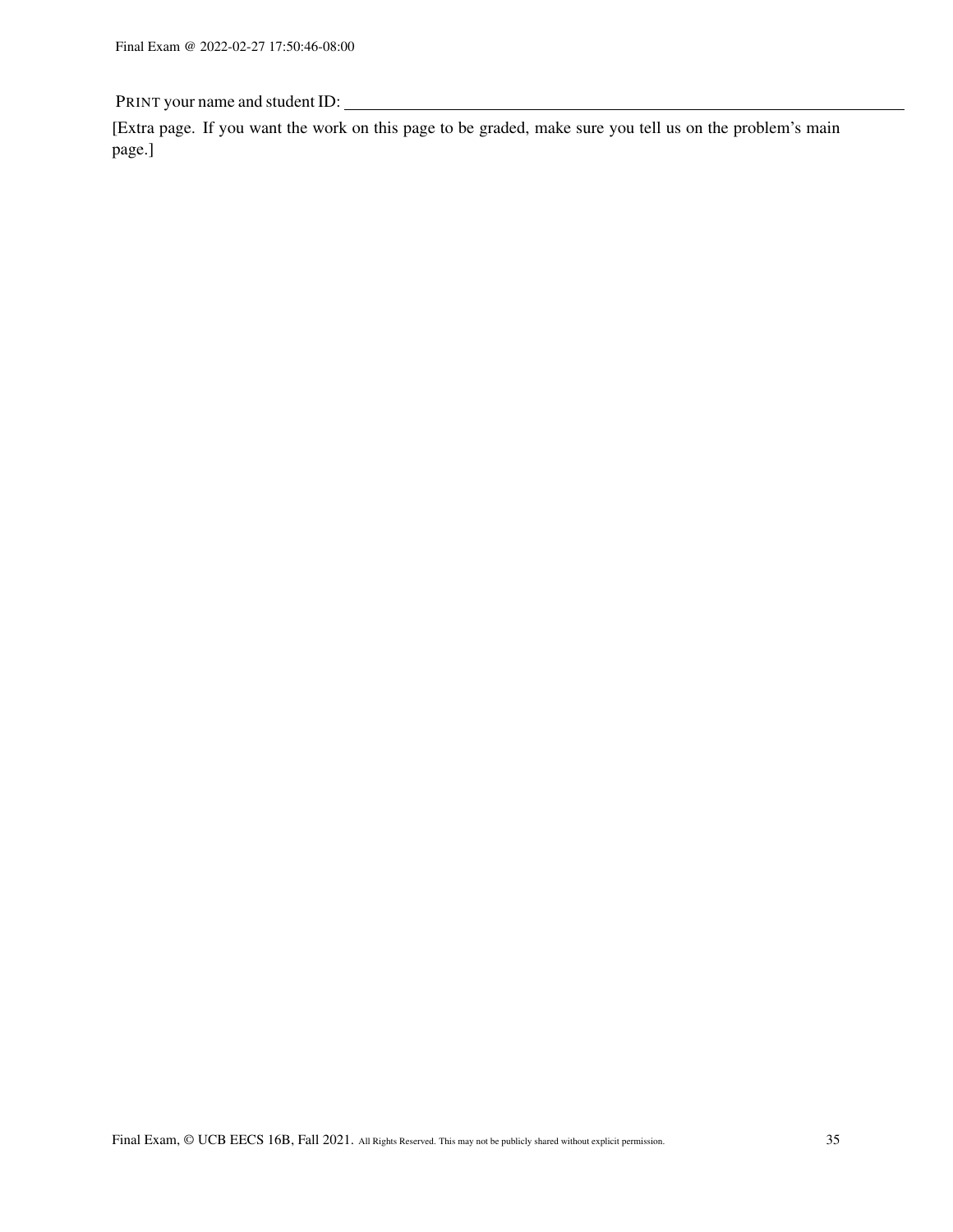PRINT your name and student ID: ______________________________

[Extra page. If you want the work on this page to be graded, make sure you tell us on the problem's main page.]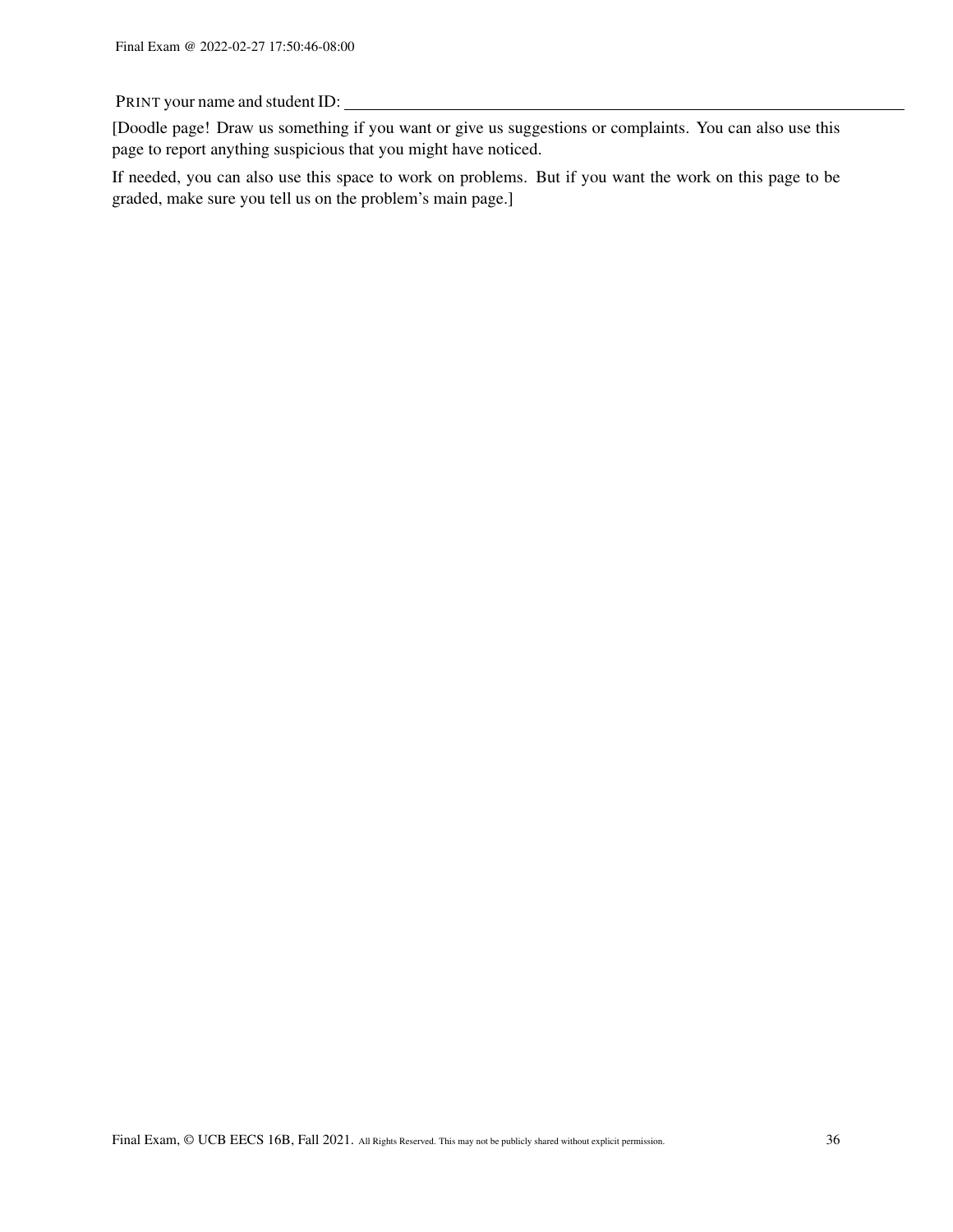PRINT your name and student ID: ______________________________

[Doodle page! Draw us something if you want or give us suggestions or complaints. You can also use this page to report anything suspicious that you might have noticed.

If needed, you can also use this space to work on problems. But if you want the work on this page to be graded, make sure you tell us on the problem's main page.]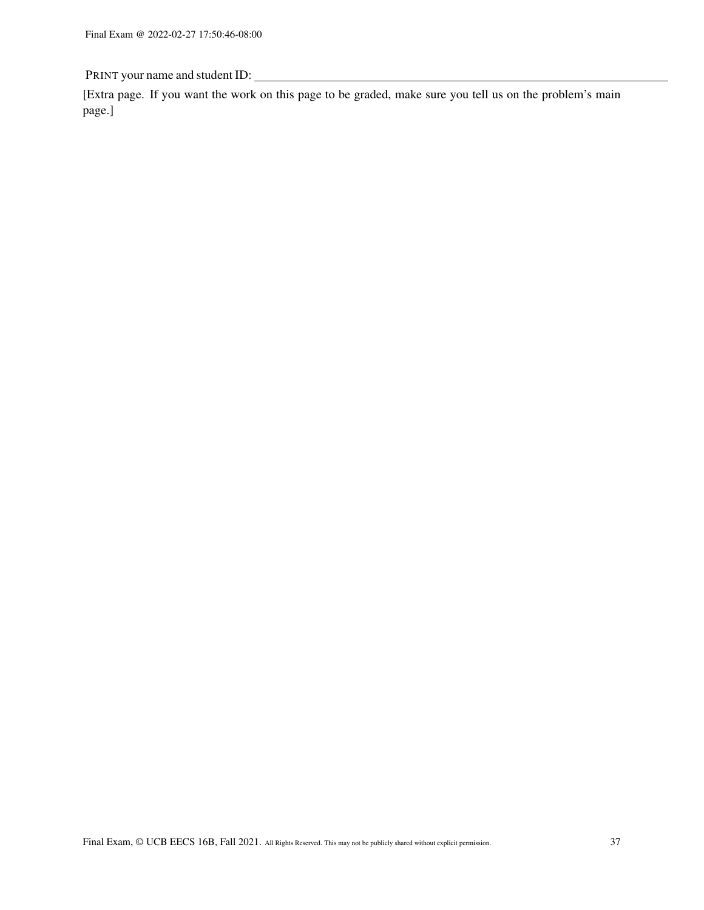PRINT your name and student ID: \_\_\_\_\_\_\_\_\_\_\_\_\_\_\_\_\_\_\_\_\_\_\_\_\_\_\_\_\_\_\_\_\_\_\_\_\_\_\_\_

[Extra page. If you want the work on this page to be graded, make sure you tell us on the problem's main page.]